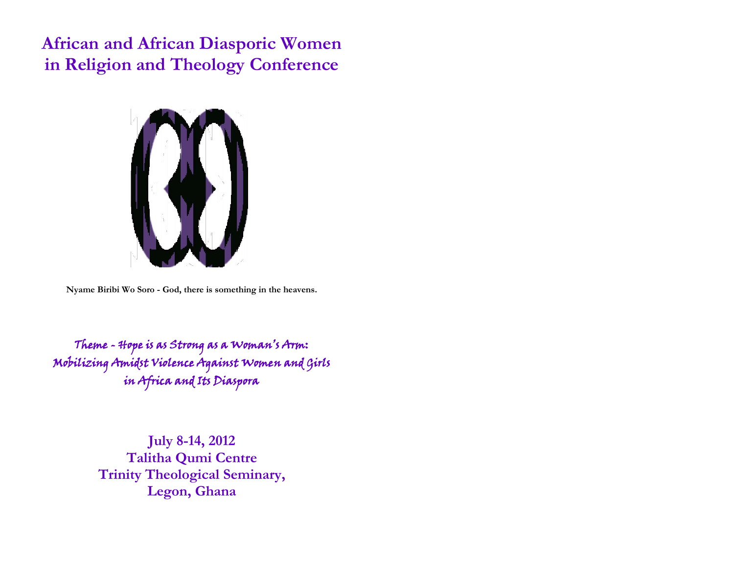# African and African Diasporic Women in Religion and Theology Conference

**Nyame Biribi Wo Soro - God, there is something in the heavens.**

*Theme - Hope is as Strong as a Woman's Arm: Mobilizing Amidst Violence Against Women and Girls in Africa and Its Diaspora*

**July 8-14, 2012**
**Talitha Qumi Centre**
**Trinity Theological Seminary,**
**Legon, Ghana**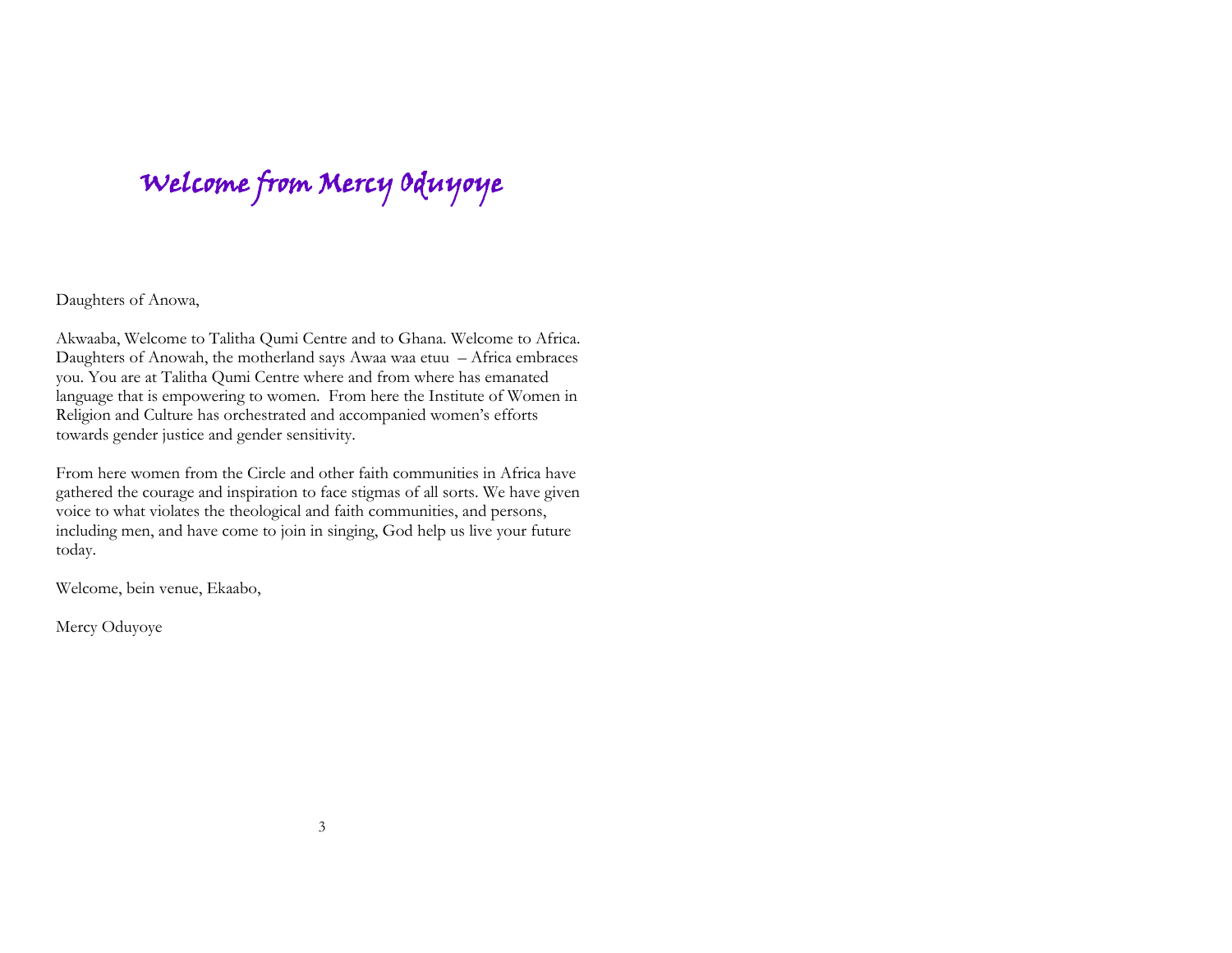# Welcome from Mercy Oduyoye

Daughters of Anowa,

Akwaaba, Welcome to Talitha Qumi Centre and to Ghana. Welcome to Africa. Daughters of Anowah, the motherland says Awaa waa etuu – Africa embraces you. You are at Talitha Qumi Centre where and from where has emanated language that is empowering to women. From here the Institute of Women in Religion and Culture has orchestrated and accompanied women's efforts towards gender justice and gender sensitivity.

From here women from the Circle and other faith communities in Africa have gathered the courage and inspiration to face stigmas of all sorts. We have given voice to what violates the theological and faith communities, and persons, including men, and have come to join in singing, God help us live your future today.

Welcome, bein venue, Ekaabo,

Mercy Oduyoye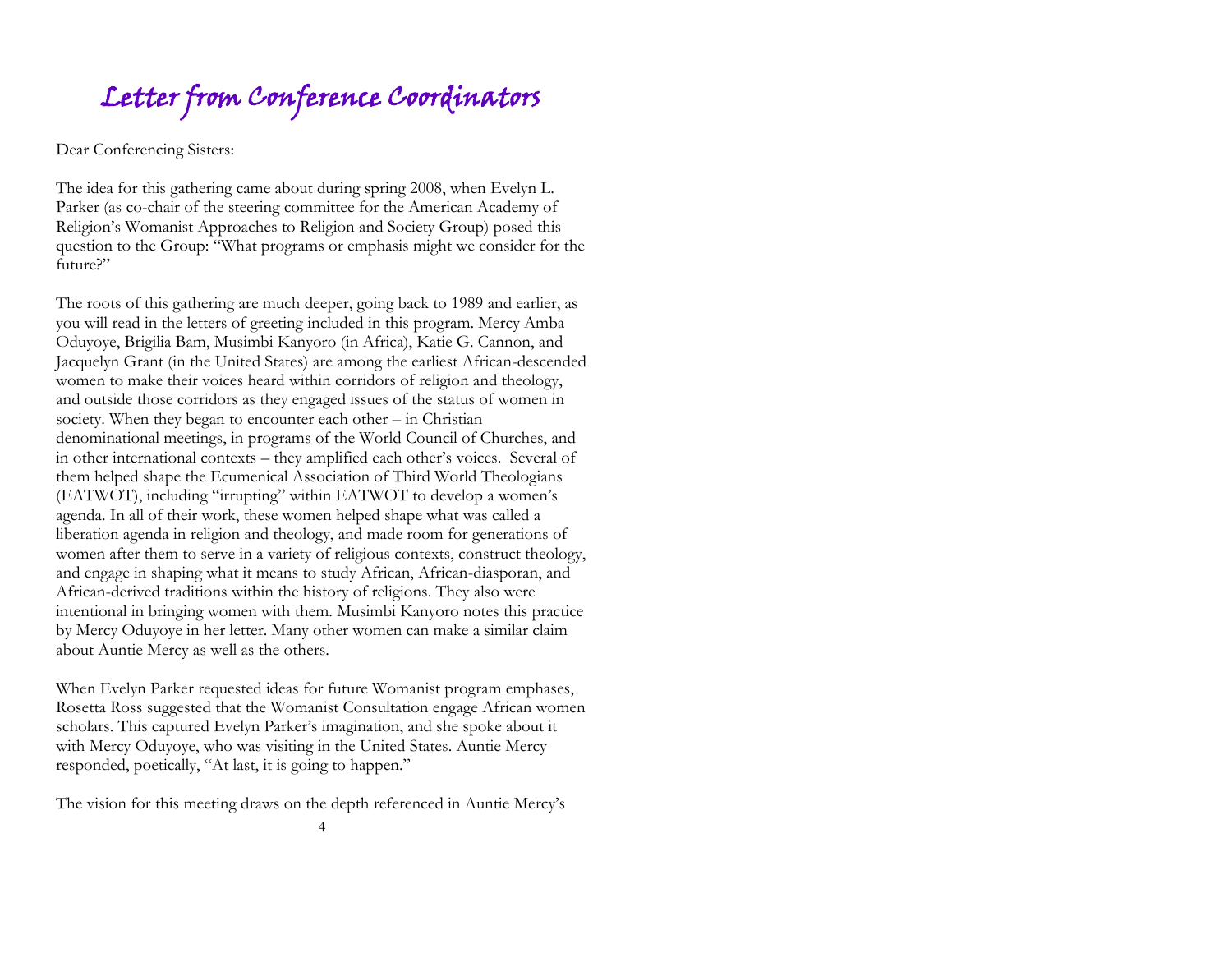# Letter from Conference Coordinators

Dear Conferencing Sisters:

The idea for this gathering came about during spring 2008, when Evelyn L. Parker (as co-chair of the steering committee for the American Academy of Religion's Womanist Approaches to Religion and Society Group) posed this question to the Group: "What programs or emphasis might we consider for the future?"

The roots of this gathering are much deeper, going back to 1989 and earlier, as you will read in the letters of greeting included in this program. Mercy Amba Oduyoye, Brigilia Bam, Musimbi Kanyoro (in Africa), Katie G. Cannon, and Jacquelyn Grant (in the United States) are among the earliest African-descended women to make their voices heard within corridors of religion and theology, and outside those corridors as they engaged issues of the status of women in society. When they began to encounter each other – in Christian denominational meetings, in programs of the World Council of Churches, and in other international contexts – they amplified each other's voices. Several of them helped shape the Ecumenical Association of Third World Theologians (EATWOT), including "irrupting" within EATWOT to develop a women's agenda. In all of their work, these women helped shape what was called a liberation agenda in religion and theology, and made room for generations of women after them to serve in a variety of religious contexts, construct theology, and engage in shaping what it means to study African, African-diasporan, and African-derived traditions within the history of religions. They also were intentional in bringing women with them. Musimbi Kanyoro notes this practice by Mercy Oduyoye in her letter. Many other women can make a similar claim about Auntie Mercy as well as the others.

When Evelyn Parker requested ideas for future Womanist program emphases, Rosetta Ross suggested that the Womanist Consultation engage African women scholars. This captured Evelyn Parker's imagination, and she spoke about it with Mercy Oduyoye, who was visiting in the United States. Auntie Mercy responded, poetically, "At last, it is going to happen."

The vision for this meeting draws on the depth referenced in Auntie Mercy's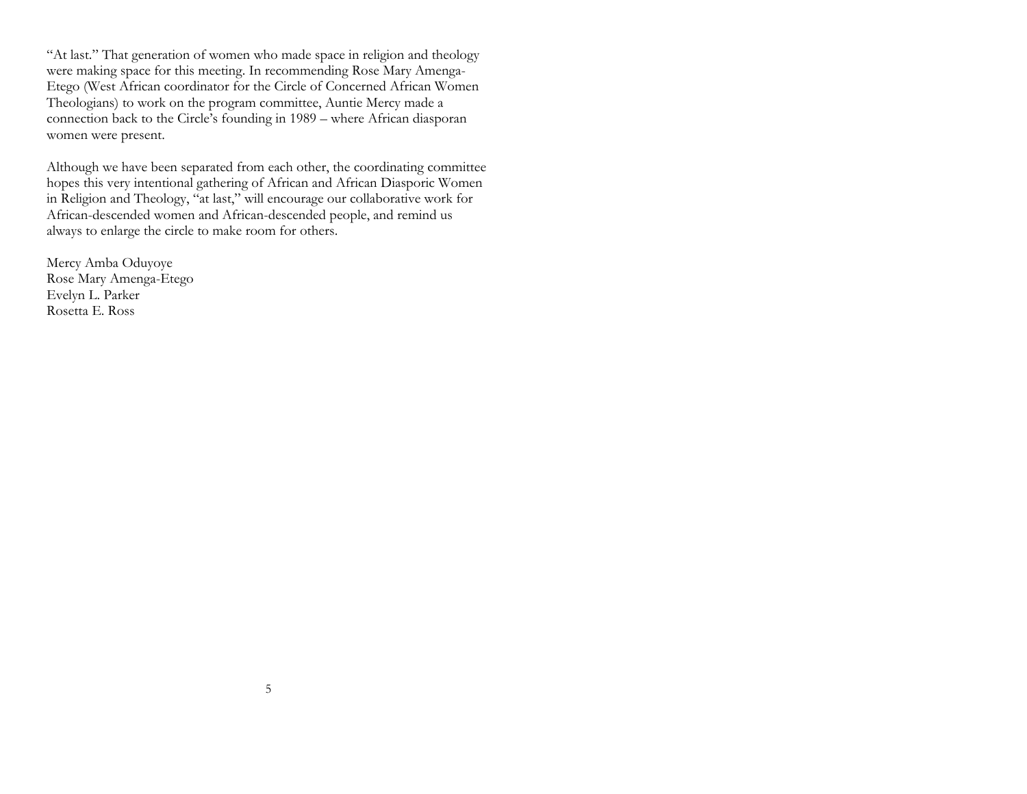"At last." That generation of women who made space in religion and theology were making space for this meeting. In recommending Rose Mary Amenga-Etego (West African coordinator for the Circle of Concerned African Women Theologians) to work on the program committee, Auntie Mercy made a connection back to the Circle's founding in 1989 – where African diasporan women were present.

Although we have been separated from each other, the coordinating committee hopes this very intentional gathering of African and African Diasporic Women in Religion and Theology, "at last," will encourage our collaborative work for African-descended women and African-descended people, and remind us always to enlarge the circle to make room for others.

Mercy Amba Oduyoye
Rose Mary Amenga-Etego
Evelyn L. Parker
Rosetta E. Ross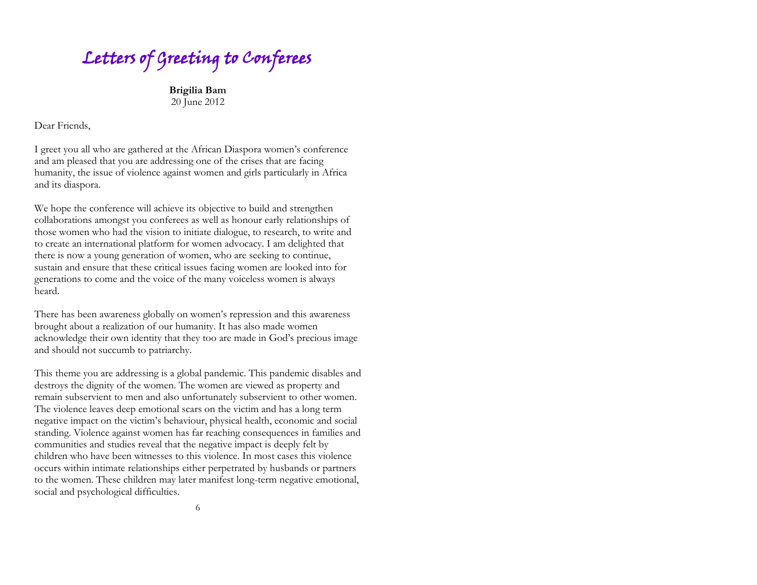# *Letters of Greeting to Conferees*

**Brigilia Bam**
20 June 2012

Dear Friends,

I greet you all who are gathered at the African Diaspora women's conference and am pleased that you are addressing one of the crises that are facing humanity, the issue of violence against women and girls particularly in Africa and its diaspora.

We hope the conference will achieve its objective to build and strengthen collaborations amongst you conferees as well as honour early relationships of those women who had the vision to initiate dialogue, to research, to write and to create an international platform for women advocacy. I am delighted that there is now a young generation of women, who are seeking to continue, sustain and ensure that these critical issues facing women are looked into for generations to come and the voice of the many voiceless women is always heard.

There has been awareness globally on women's repression and this awareness brought about a realization of our humanity. It has also made women acknowledge their own identity that they too are made in God's precious image and should not succumb to patriarchy.

This theme you are addressing is a global pandemic. This pandemic disables and destroys the dignity of the women. The women are viewed as property and remain subservient to men and also unfortunately subservient to other women. The violence leaves deep emotional scars on the victim and has a long term negative impact on the victim's behaviour, physical health, economic and social standing. Violence against women has far reaching consequences in families and communities and studies reveal that the negative impact is deeply felt by children who have been witnesses to this violence. In most cases this violence occurs within intimate relationships either perpetrated by husbands or partners to the women. These children may later manifest long-term negative emotional, social and psychological difficulties.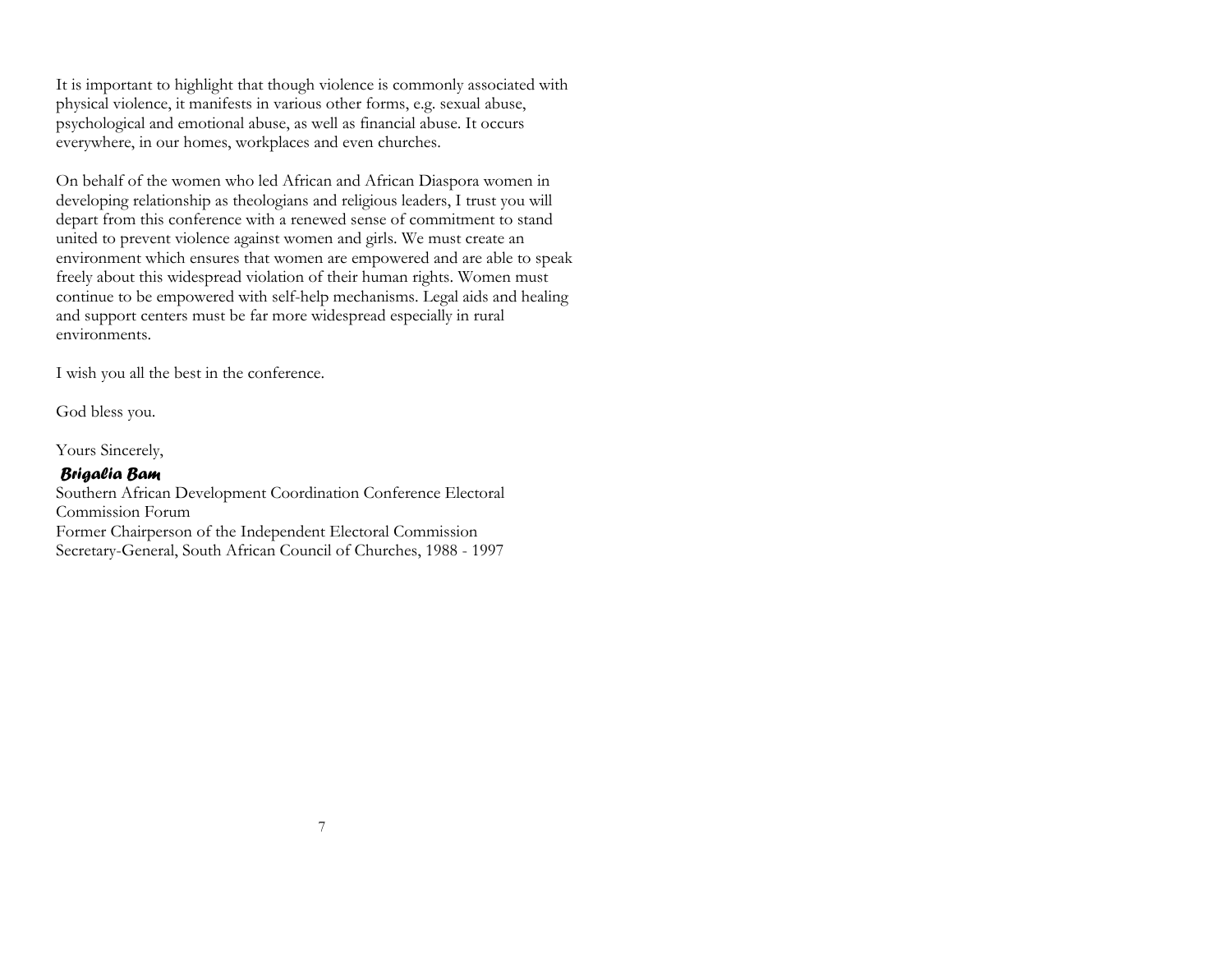It is important to highlight that though violence is commonly associated with physical violence, it manifests in various other forms, e.g. sexual abuse, psychological and emotional abuse, as well as financial abuse. It occurs everywhere, in our homes, workplaces and even churches.

On behalf of the women who led African and African Diaspora women in developing relationship as theologians and religious leaders, I trust you will depart from this conference with a renewed sense of commitment to stand united to prevent violence against women and girls. We must create an environment which ensures that women are empowered and are able to speak freely about this widespread violation of their human rights. Women must continue to be empowered with self-help mechanisms. Legal aids and healing and support centers must be far more widespread especially in rural environments.

I wish you all the best in the conference.

God bless you.

Yours Sincerely,

***Brigalia Bam***
Southern African Development Coordination Conference Electoral Commission Forum
Former Chairperson of the Independent Electoral Commission
Secretary-General, South African Council of Churches, 1988 - 1997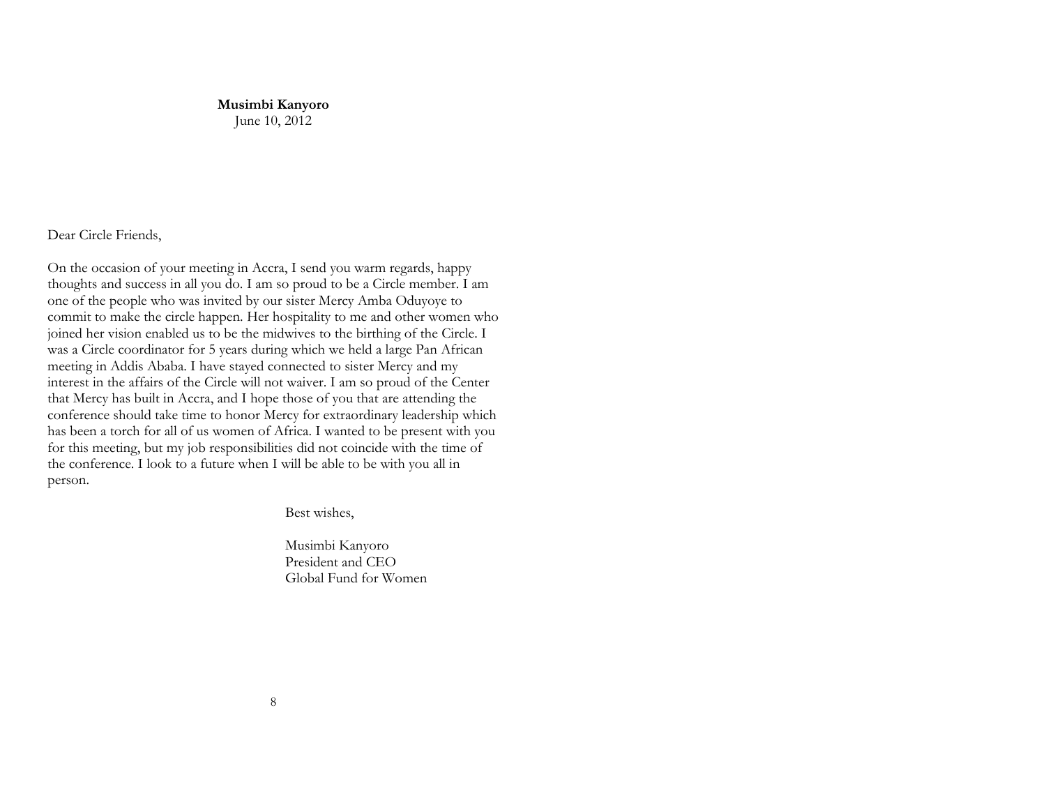**Musimbi Kanyoro**
June 10, 2012

Dear Circle Friends,

On the occasion of your meeting in Accra, I send you warm regards, happy thoughts and success in all you do. I am so proud to be a Circle member. I am one of the people who was invited by our sister Mercy Amba Oduyoye to commit to make the circle happen. Her hospitality to me and other women who joined her vision enabled us to be the midwives to the birthing of the Circle. I was a Circle coordinator for 5 years during which we held a large Pan African meeting in Addis Ababa. I have stayed connected to sister Mercy and my interest in the affairs of the Circle will not waiver. I am so proud of the Center that Mercy has built in Accra, and I hope those of you that are attending the conference should take time to honor Mercy for extraordinary leadership which has been a torch for all of us women of Africa. I wanted to be present with you for this meeting, but my job responsibilities did not coincide with the time of the conference. I look to a future when I will be able to be with you all in person.

Best wishes,

Musimbi Kanyoro
President and CEO
Global Fund for Women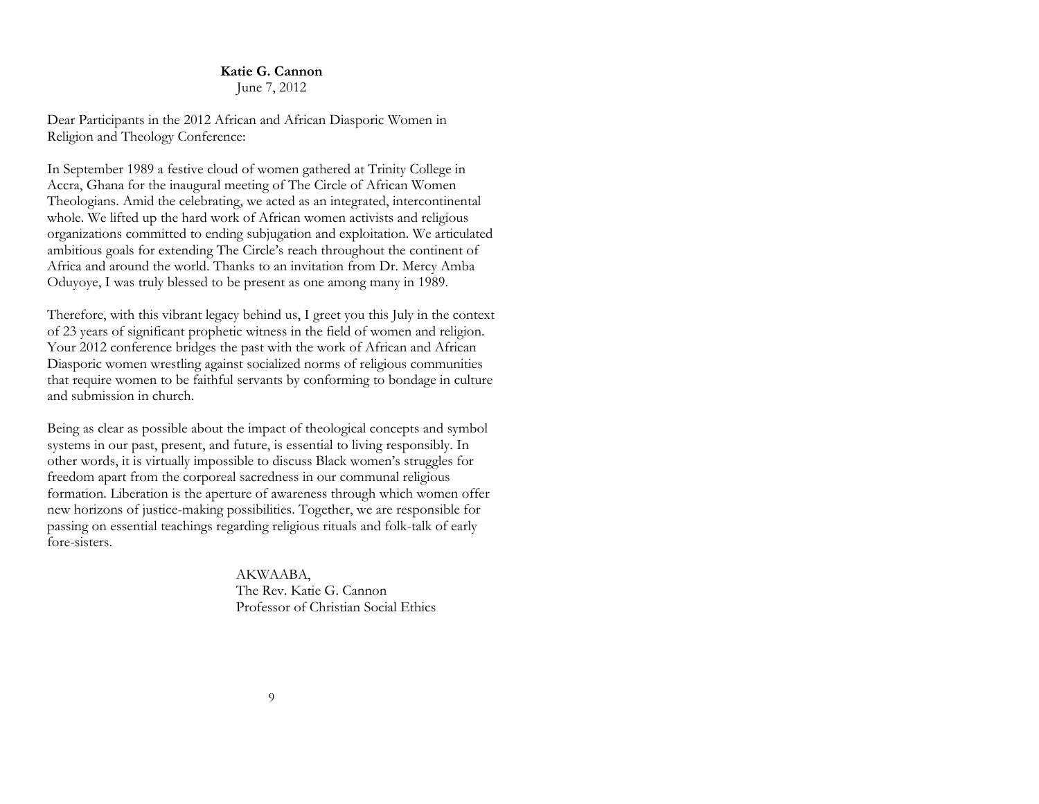**Katie G. Cannon**
June 7, 2012

Dear Participants in the 2012 African and African Diasporic Women in Religion and Theology Conference:

In September 1989 a festive cloud of women gathered at Trinity College in Accra, Ghana for the inaugural meeting of The Circle of African Women Theologians. Amid the celebrating, we acted as an integrated, intercontinental whole. We lifted up the hard work of African women activists and religious organizations committed to ending subjugation and exploitation. We articulated ambitious goals for extending The Circle's reach throughout the continent of Africa and around the world. Thanks to an invitation from Dr. Mercy Amba Oduyoye, I was truly blessed to be present as one among many in 1989.

Therefore, with this vibrant legacy behind us, I greet you this July in the context of 23 years of significant prophetic witness in the field of women and religion. Your 2012 conference bridges the past with the work of African and African Diasporic women wrestling against socialized norms of religious communities that require women to be faithful servants by conforming to bondage in culture and submission in church.

Being as clear as possible about the impact of theological concepts and symbol systems in our past, present, and future, is essential to living responsibly. In other words, it is virtually impossible to discuss Black women's struggles for freedom apart from the corporeal sacredness in our communal religious formation. Liberation is the aperture of awareness through which women offer new horizons of justice-making possibilities. Together, we are responsible for passing on essential teachings regarding religious rituals and folk-talk of early fore-sisters.

AKWAABA,
The Rev. Katie G. Cannon
Professor of Christian Social Ethics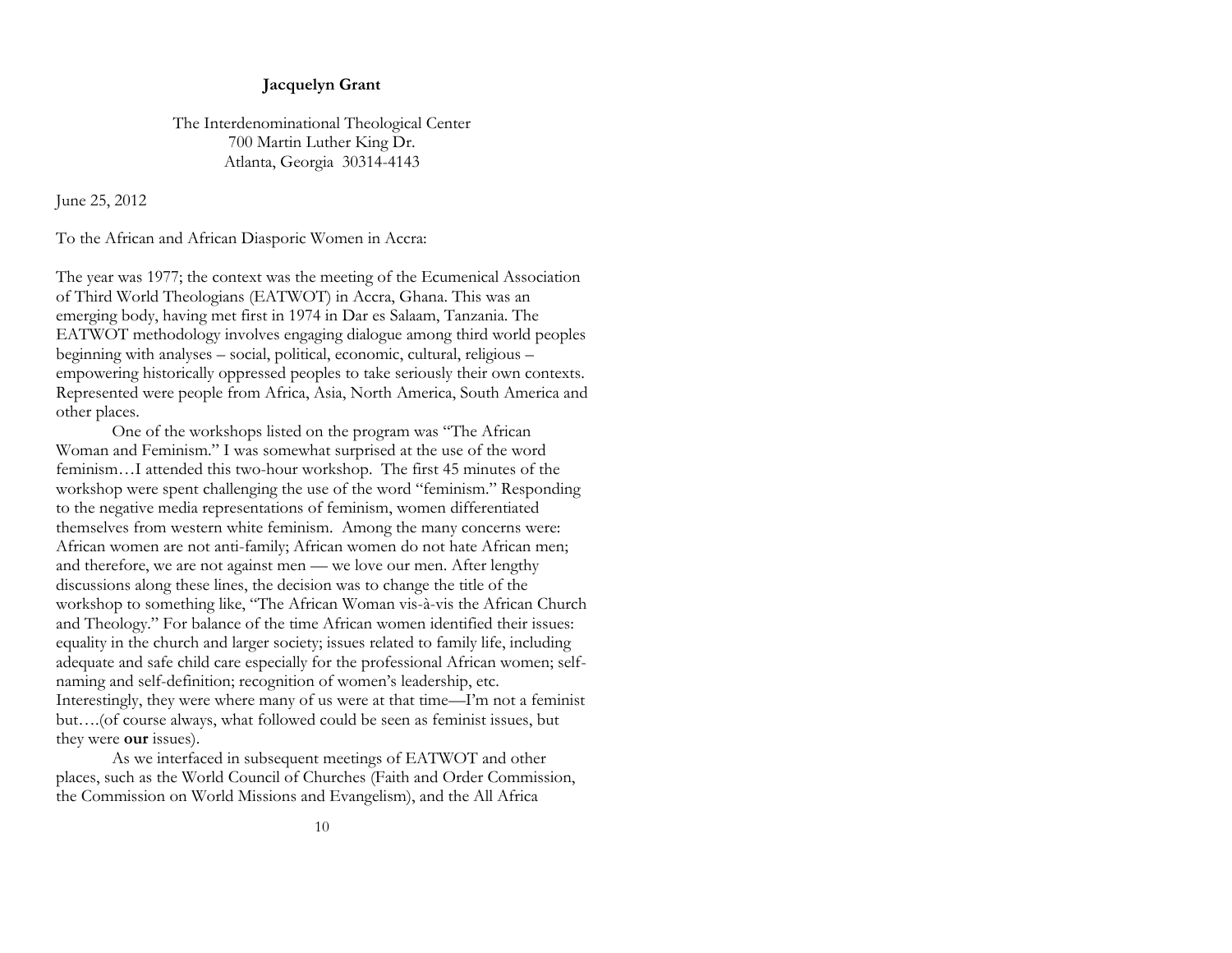**Jacquelyn Grant**

The Interdenominational Theological Center
700 Martin Luther King Dr.
Atlanta, Georgia 30314-4143

June 25, 2012

To the African and African Diasporic Women in Accra:

The year was 1977; the context was the meeting of the Ecumenical Association of Third World Theologians (EATWOT) in Accra, Ghana. This was an emerging body, having met first in 1974 in Dar es Salaam, Tanzania. The EATWOT methodology involves engaging dialogue among third world peoples beginning with analyses – social, political, economic, cultural, religious – empowering historically oppressed peoples to take seriously their own contexts. Represented were people from Africa, Asia, North America, South America and other places.

One of the workshops listed on the program was "The African Woman and Feminism." I was somewhat surprised at the use of the word feminism…I attended this two-hour workshop. The first 45 minutes of the workshop were spent challenging the use of the word "feminism." Responding to the negative media representations of feminism, women differentiated themselves from western white feminism. Among the many concerns were: African women are not anti-family; African women do not hate African men; and therefore, we are not against men — we love our men. After lengthy discussions along these lines, the decision was to change the title of the workshop to something like, "The African Woman vis-à-vis the African Church and Theology." For balance of the time African women identified their issues: equality in the church and larger society; issues related to family life, including adequate and safe child care especially for the professional African women; self-naming and self-definition; recognition of women's leadership, etc. Interestingly, they were where many of us were at that time—I'm not a feminist but….(of course always, what followed could be seen as feminist issues, but they were **our** issues).

As we interfaced in subsequent meetings of EATWOT and other places, such as the World Council of Churches (Faith and Order Commission, the Commission on World Missions and Evangelism), and the All Africa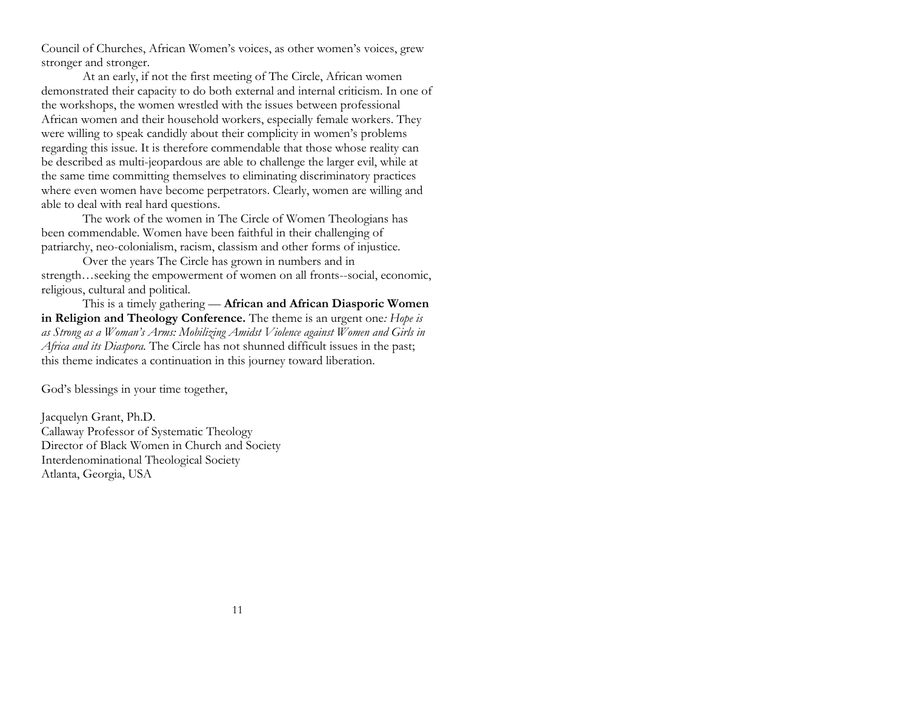Council of Churches, African Women's voices, as other women's voices, grew stronger and stronger.

At an early, if not the first meeting of The Circle, African women demonstrated their capacity to do both external and internal criticism. In one of the workshops, the women wrestled with the issues between professional African women and their household workers, especially female workers. They were willing to speak candidly about their complicity in women's problems regarding this issue. It is therefore commendable that those whose reality can be described as multi-jeopardous are able to challenge the larger evil, while at the same time committing themselves to eliminating discriminatory practices where even women have become perpetrators. Clearly, women are willing and able to deal with real hard questions.

The work of the women in The Circle of Women Theologians has been commendable. Women have been faithful in their challenging of patriarchy, neo-colonialism, racism, classism and other forms of injustice.

Over the years The Circle has grown in numbers and in strength…seeking the empowerment of women on all fronts--social, economic, religious, cultural and political.

This is a timely gathering — **African and African Diasporic Women in Religion and Theology Conference.** The theme is an urgent one: *Hope is as Strong as a Woman's Arms: Mobilizing Amidst Violence against Women and Girls in Africa and its Diaspora.* The Circle has not shunned difficult issues in the past; this theme indicates a continuation in this journey toward liberation.

God's blessings in your time together,

Jacquelyn Grant, Ph.D.
Callaway Professor of Systematic Theology
Director of Black Women in Church and Society
Interdenominational Theological Society
Atlanta, Georgia, USA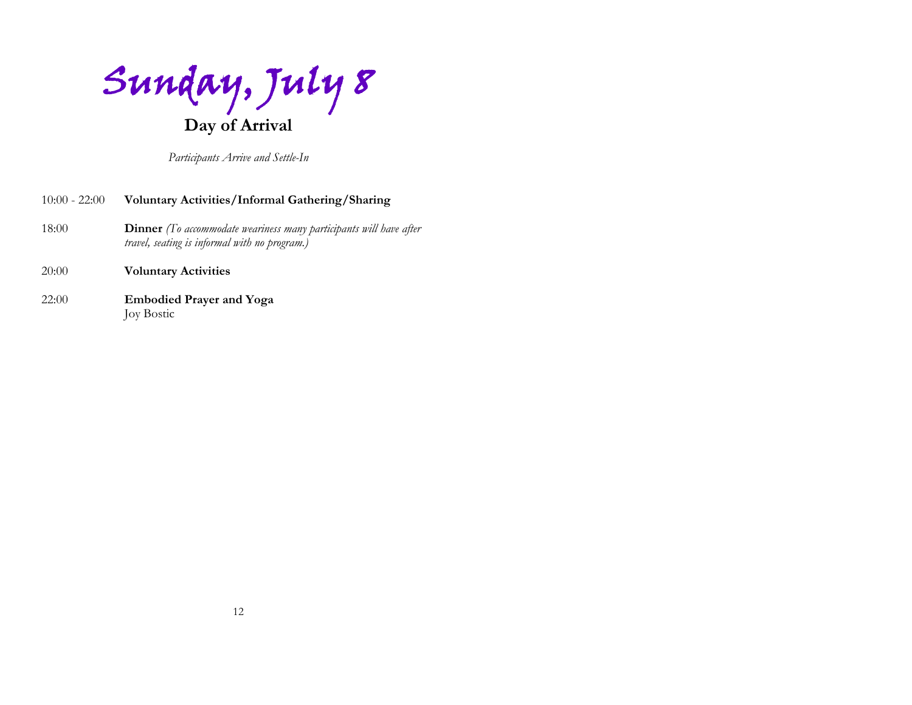# Sunday, July 8

## Day of Arrival

*Participants Arrive and Settle-In*

10:00 - 22:00 **Voluntary Activities/Informal Gathering/Sharing**

18:00 **Dinner** *(To accommodate weariness many participants will have after travel, seating is informal with no program.)*

20:00 **Voluntary Activities**

22:00 **Embodied Prayer and Yoga**
Joy Bostic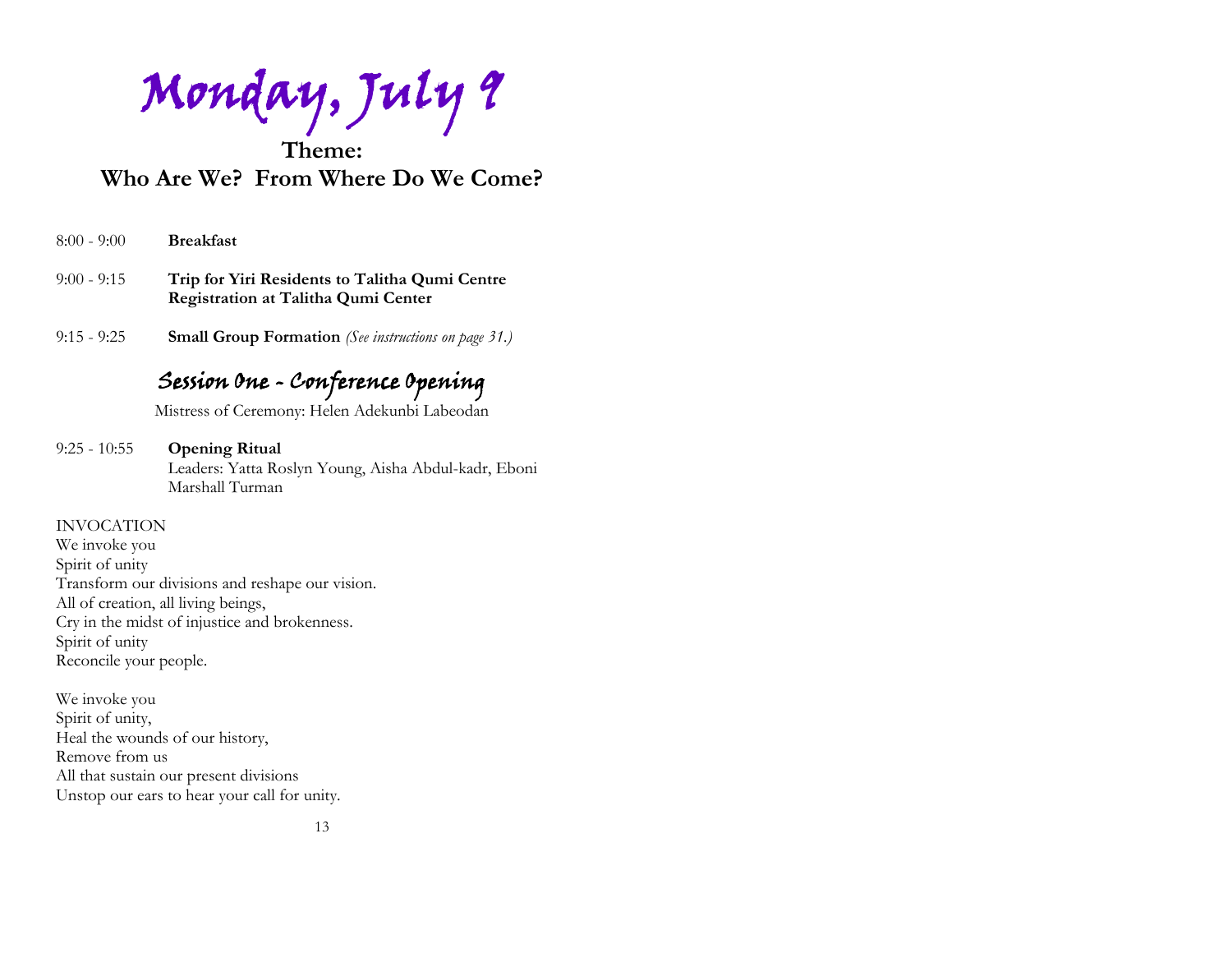# Monday, July 9

## Theme:
## Who Are We? From Where Do We Come?

8:00 - 9:00 **Breakfast**

9:00 - 9:15 **Trip for Yiri Residents to Talitha Qumi Centre**
**Registration at Talitha Qumi Center**

9:15 - 9:25 **Small Group Formation** *(See instructions on page 31.)*

## Session One - Conference Opening

Mistress of Ceremony: Helen Adekunbi Labeodan

9:25 - 10:55 **Opening Ritual**
Leaders: Yatta Roslyn Young, Aisha Abdul-kadr, Eboni Marshall Turman

INVOCATION
We invoke you
Spirit of unity
Transform our divisions and reshape our vision.
All of creation, all living beings,
Cry in the midst of injustice and brokenness.
Spirit of unity
Reconcile your people.

We invoke you
Spirit of unity,
Heal the wounds of our history,
Remove from us
All that sustain our present divisions
Unstop our ears to hear your call for unity.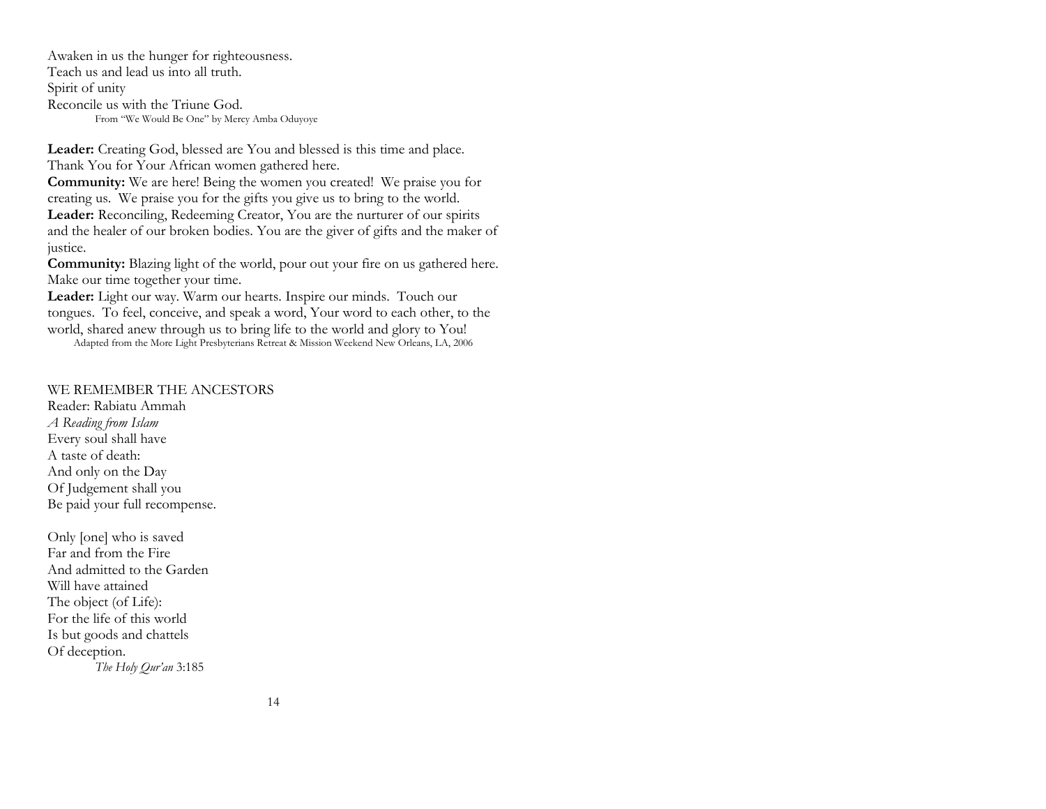Awaken in us the hunger for righteousness.  
Teach us and lead us into all truth.  
Spirit of unity  
Reconcile us with the Triune God.  
From "We Would Be One" by Mercy Amba Oduyoye

**Leader:** Creating God, blessed are You and blessed is this time and place. Thank You for Your African women gathered here.  
**Community:** We are here! Being the women you created! We praise you for creating us. We praise you for the gifts you give us to bring to the world.  
**Leader:** Reconciling, Redeeming Creator, You are the nurturer of our spirits and the healer of our broken bodies. You are the giver of gifts and the maker of justice.  
**Community:** Blazing light of the world, pour out your fire on us gathered here. Make our time together your time.  
**Leader:** Light our way. Warm our hearts. Inspire our minds. Touch our tongues. To feel, conceive, and speak a word, Your word to each other, to the world, shared anew through us to bring life to the world and glory to You!  
Adapted from the More Light Presbyterians Retreat & Mission Weekend New Orleans, LA, 2006

WE REMEMBER THE ANCESTORS  
Reader: Rabiatu Ammah  
*A Reading from Islam*  
Every soul shall have  
A taste of death:  
And only on the Day  
Of Judgement shall you  
Be paid your full recompense.

Only [one] who is saved  
Far and from the Fire  
And admitted to the Garden  
Will have attained  
The object (of Life):  
For the life of this world  
Is but goods and chattels  
Of deception.  
*The Holy Qur'an* 3:185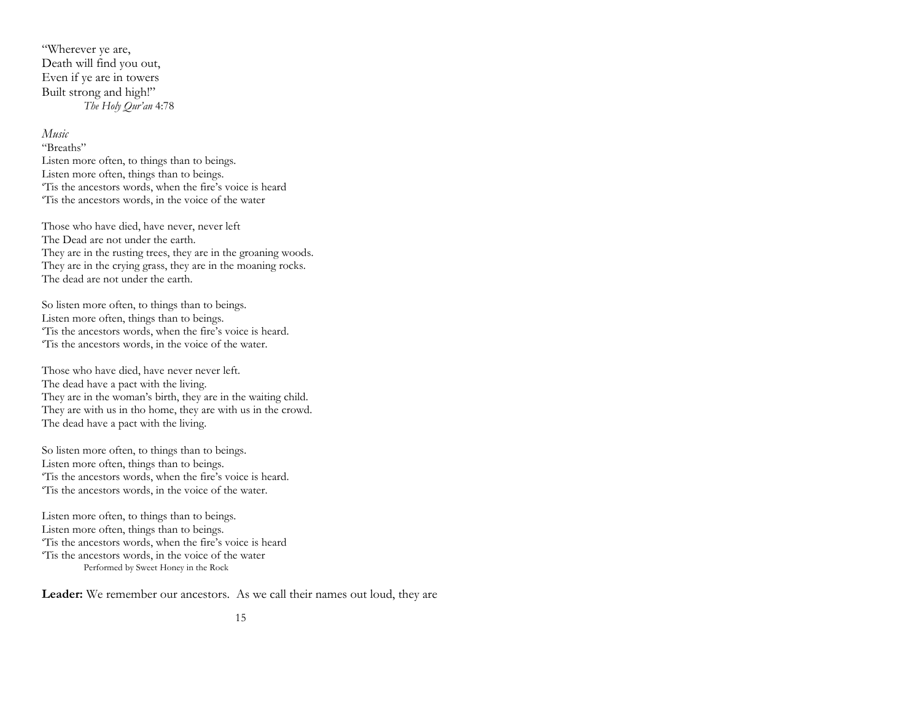"Wherever ye are,  
Death will find you out,  
Even if ye are in towers  
Built strong and high!"  
*The Holy Qur'an* 4:78

*Music*

"Breaths"  
Listen more often, to things than to beings.  
Listen more often, things than to beings.  
'Tis the ancestors words, when the fire's voice is heard  
'Tis the ancestors words, in the voice of the water

Those who have died, have never, never left  
The Dead are not under the earth.  
They are in the rusting trees, they are in the groaning woods.  
They are in the crying grass, they are in the moaning rocks.  
The dead are not under the earth.

So listen more often, to things than to beings.  
Listen more often, things than to beings.  
'Tis the ancestors words, when the fire's voice is heard.  
'Tis the ancestors words, in the voice of the water.

Those who have died, have never never left.  
The dead have a pact with the living.  
They are in the woman's birth, they are in the waiting child.  
They are with us in tho home, they are with us in the crowd.  
The dead have a pact with the living.

So listen more often, to things than to beings.  
Listen more often, things than to beings.  
'Tis the ancestors words, when the fire's voice is heard.  
'Tis the ancestors words, in the voice of the water.

Listen more often, to things than to beings.  
Listen more often, things than to beings.  
'Tis the ancestors words, when the fire's voice is heard  
'Tis the ancestors words, in the voice of the water  
Performed by Sweet Honey in the Rock

**Leader:** We remember our ancestors. As we call their names out loud, they are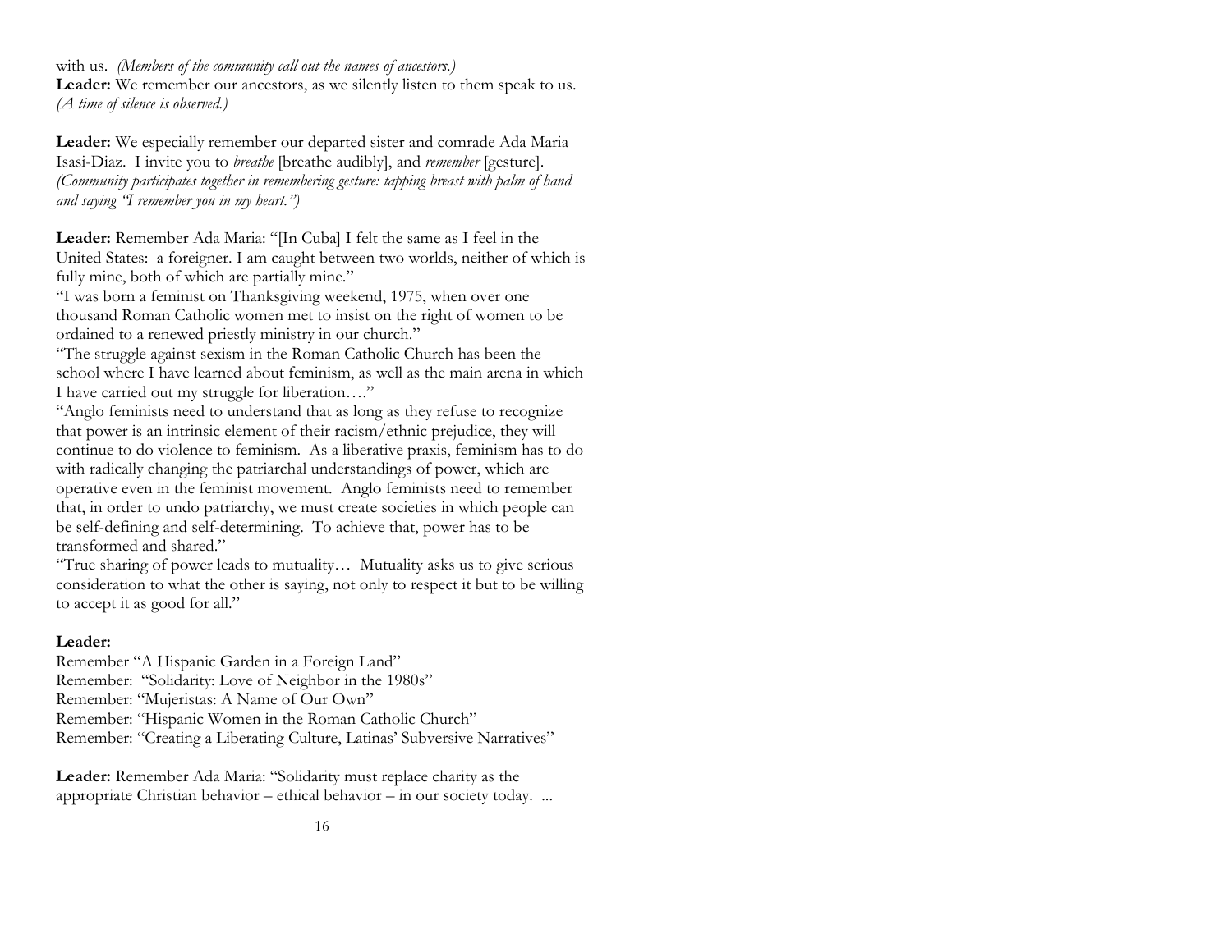with us. *(Members of the community call out the names of ancestors.)*
**Leader:** We remember our ancestors, as we silently listen to them speak to us. *(A time of silence is observed.)*

**Leader:** We especially remember our departed sister and comrade Ada Maria Isasi-Diaz. I invite you to *breathe* [breathe audibly], and *remember* [gesture]. *(Community participates together in remembering gesture: tapping breast with palm of hand and saying "I remember you in my heart.")*

**Leader:** Remember Ada Maria: "[In Cuba] I felt the same as I feel in the United States: a foreigner. I am caught between two worlds, neither of which is fully mine, both of which are partially mine."
"I was born a feminist on Thanksgiving weekend, 1975, when over one thousand Roman Catholic women met to insist on the right of women to be ordained to a renewed priestly ministry in our church."
"The struggle against sexism in the Roman Catholic Church has been the school where I have learned about feminism, as well as the main arena in which I have carried out my struggle for liberation…."
"Anglo feminists need to understand that as long as they refuse to recognize that power is an intrinsic element of their racism/ethnic prejudice, they will continue to do violence to feminism. As a liberative praxis, feminism has to do with radically changing the patriarchal understandings of power, which are operative even in the feminist movement. Anglo feminists need to remember that, in order to undo patriarchy, we must create societies in which people can be self-defining and self-determining. To achieve that, power has to be transformed and shared."
"True sharing of power leads to mutuality… Mutuality asks us to give serious consideration to what the other is saying, not only to respect it but to be willing to accept it as good for all."

**Leader:**
Remember "A Hispanic Garden in a Foreign Land"
Remember: "Solidarity: Love of Neighbor in the 1980s"
Remember: "Mujeristas: A Name of Our Own"
Remember: "Hispanic Women in the Roman Catholic Church"
Remember: "Creating a Liberating Culture, Latinas' Subversive Narratives"

**Leader:** Remember Ada Maria: "Solidarity must replace charity as the appropriate Christian behavior – ethical behavior – in our society today. ...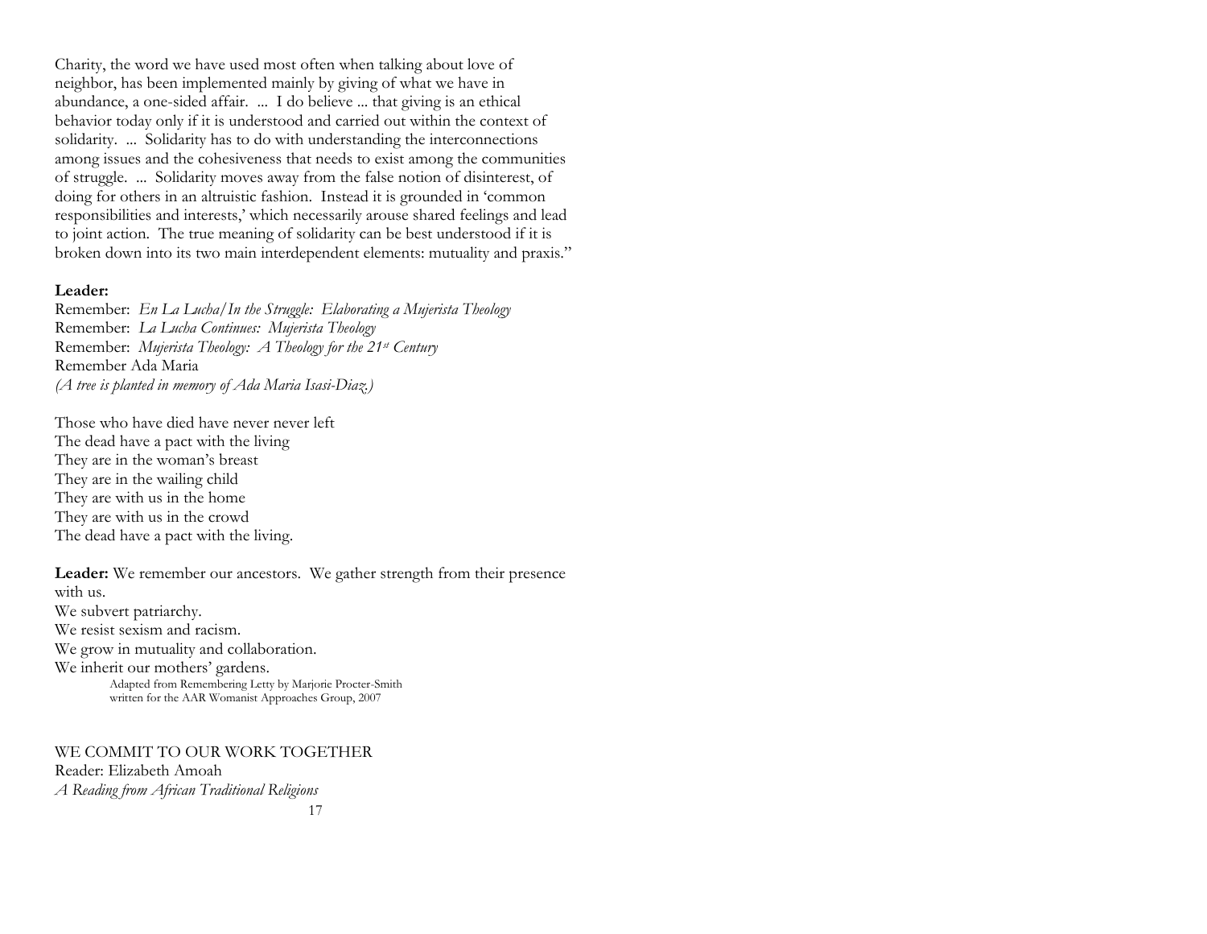Charity, the word we have used most often when talking about love of neighbor, has been implemented mainly by giving of what we have in abundance, a one-sided affair. ... I do believe ... that giving is an ethical behavior today only if it is understood and carried out within the context of solidarity. ... Solidarity has to do with understanding the interconnections among issues and the cohesiveness that needs to exist among the communities of struggle. ... Solidarity moves away from the false notion of disinterest, of doing for others in an altruistic fashion. Instead it is grounded in 'common responsibilities and interests,' which necessarily arouse shared feelings and lead to joint action. The true meaning of solidarity can be best understood if it is broken down into its two main interdependent elements: mutuality and praxis."

**Leader:**
Remember: *En La Lucha/In the Struggle: Elaborating a Mujerista Theology*
Remember: *La Lucha Continues: Mujerista Theology*
Remember: *Mujerista Theology: A Theology for the 21st Century*
Remember Ada Maria
*(A tree is planted in memory of Ada Maria Isasi-Diaz.)*

Those who have died have never never left
The dead have a pact with the living
They are in the woman's breast
They are in the wailing child
They are with us in the home
They are with us in the crowd
The dead have a pact with the living.

**Leader:** We remember our ancestors. We gather strength from their presence with us.
We subvert patriarchy.
We resist sexism and racism.
We grow in mutuality and collaboration.
We inherit our mothers' gardens.

Adapted from Remembering Letty by Marjorie Procter-Smith
written for the AAR Womanist Approaches Group, 2007

WE COMMIT TO OUR WORK TOGETHER
Reader: Elizabeth Amoah
*A Reading from African Traditional Religions*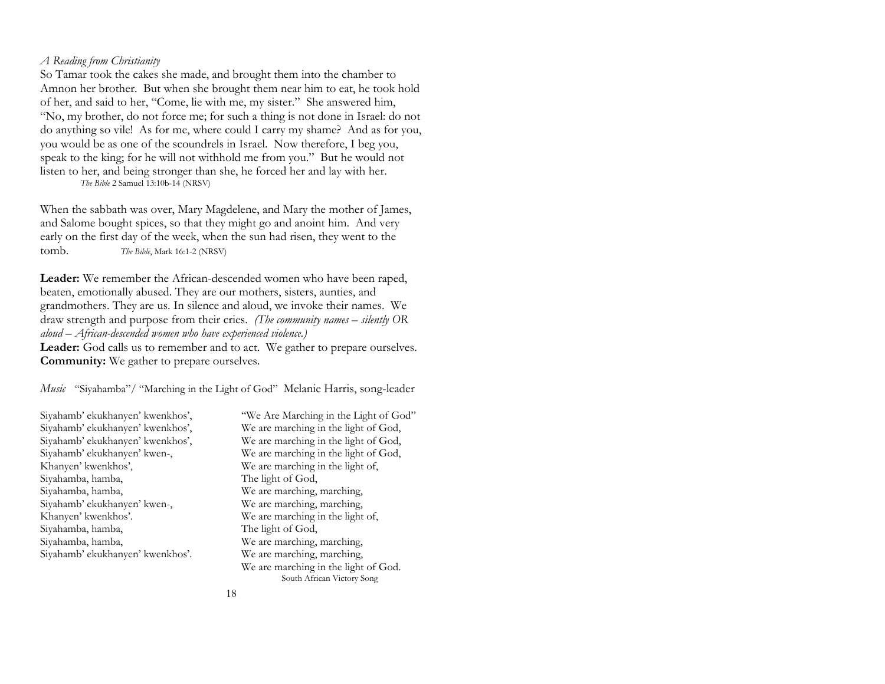*A Reading from Christianity*

So Tamar took the cakes she made, and brought them into the chamber to Amnon her brother. But when she brought them near him to eat, he took hold of her, and said to her, "Come, lie with me, my sister." She answered him, "No, my brother, do not force me; for such a thing is not done in Israel: do not do anything so vile! As for me, where could I carry my shame? And as for you, you would be as one of the scoundrels in Israel. Now therefore, I beg you, speak to the king; for he will not withhold me from you." But he would not listen to her, and being stronger than she, he forced her and lay with her.

*The Bible* 2 Samuel 13:10b-14 (NRSV)

When the sabbath was over, Mary Magdelene, and Mary the mother of James, and Salome bought spices, so that they might go and anoint him. And very early on the first day of the week, when the sun had risen, they went to the tomb. *The Bible*, Mark 16:1-2 (NRSV)

**Leader:** We remember the African-descended women who have been raped, beaten, emotionally abused. They are our mothers, sisters, aunties, and grandmothers. They are us. In silence and aloud, we invoke their names. We draw strength and purpose from their cries. *(The community names – silently OR aloud – African-descended women who have experienced violence.)*

**Leader:** God calls us to remember and to act. We gather to prepare ourselves.

**Community:** We gather to prepare ourselves.

*Music* "Siyahamba"/ "Marching in the Light of God" Melanie Harris, song-leader

Siyahamb' ekukhanyen' kwenkhos',
Siyahamb' ekukhanyen' kwenkhos',
Siyahamb' ekukhanyen' kwenkhos',
Siyahamb' ekukhanyen' kwen-,
Khanyen' kwenkhos',
Siyahamba, hamba,
Siyahamba, hamba,
Siyahamb' ekukhanyen' kwen-,
Khanyen' kwenkhos'.
Siyahamba, hamba,
Siyahamba, hamba,
Siyahamb' ekukhanyen' kwenkhos'.

"We Are Marching in the Light of God"
We are marching in the light of God,
We are marching in the light of God,
We are marching in the light of God,
We are marching in the light of,
The light of God,
We are marching, marching,
We are marching, marching,
We are marching in the light of,
The light of God,
We are marching, marching,
We are marching, marching,
We are marching in the light of God.

South African Victory Song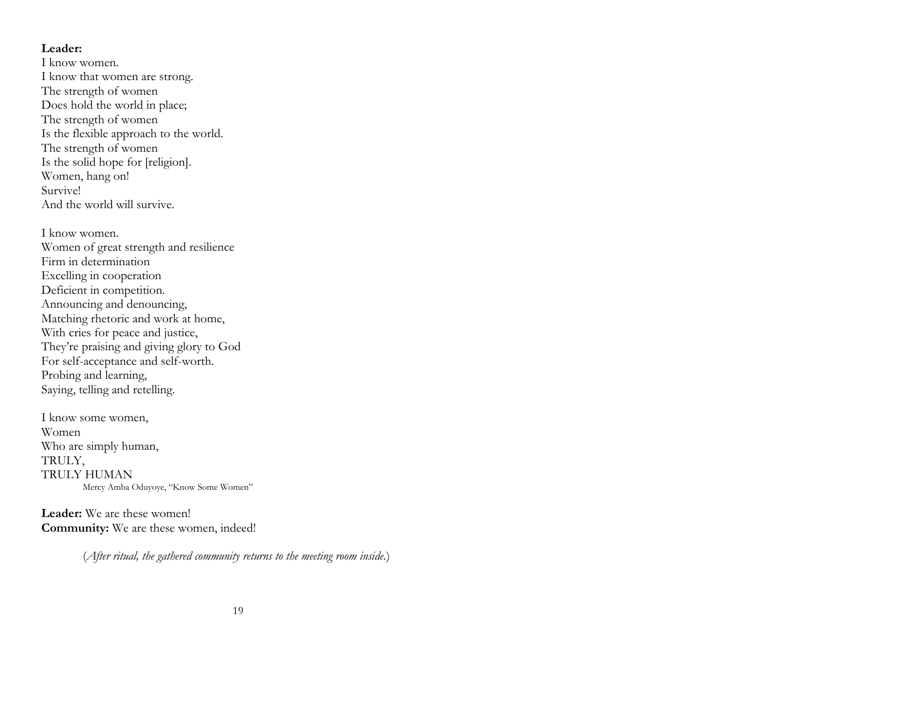**Leader:**
I know women.
I know that women are strong.
The strength of women
Does hold the world in place;
The strength of women
Is the flexible approach to the world.
The strength of women
Is the solid hope for [religion].
Women, hang on!
Survive!
And the world will survive.

I know women.
Women of great strength and resilience
Firm in determination
Excelling in cooperation
Deficient in competition.
Announcing and denouncing,
Matching rhetoric and work at home,
With cries for peace and justice,
They're praising and giving glory to God
For self-acceptance and self-worth.
Probing and learning,
Saying, telling and retelling.

I know some women,
Women
Who are simply human,
TRULY,
TRULY HUMAN

Mercy Amba Oduyoye, "Know Some Women"

**Leader:** We are these women!
**Community:** We are these women, indeed!

(*After ritual, the gathered community returns to the meeting room inside.*)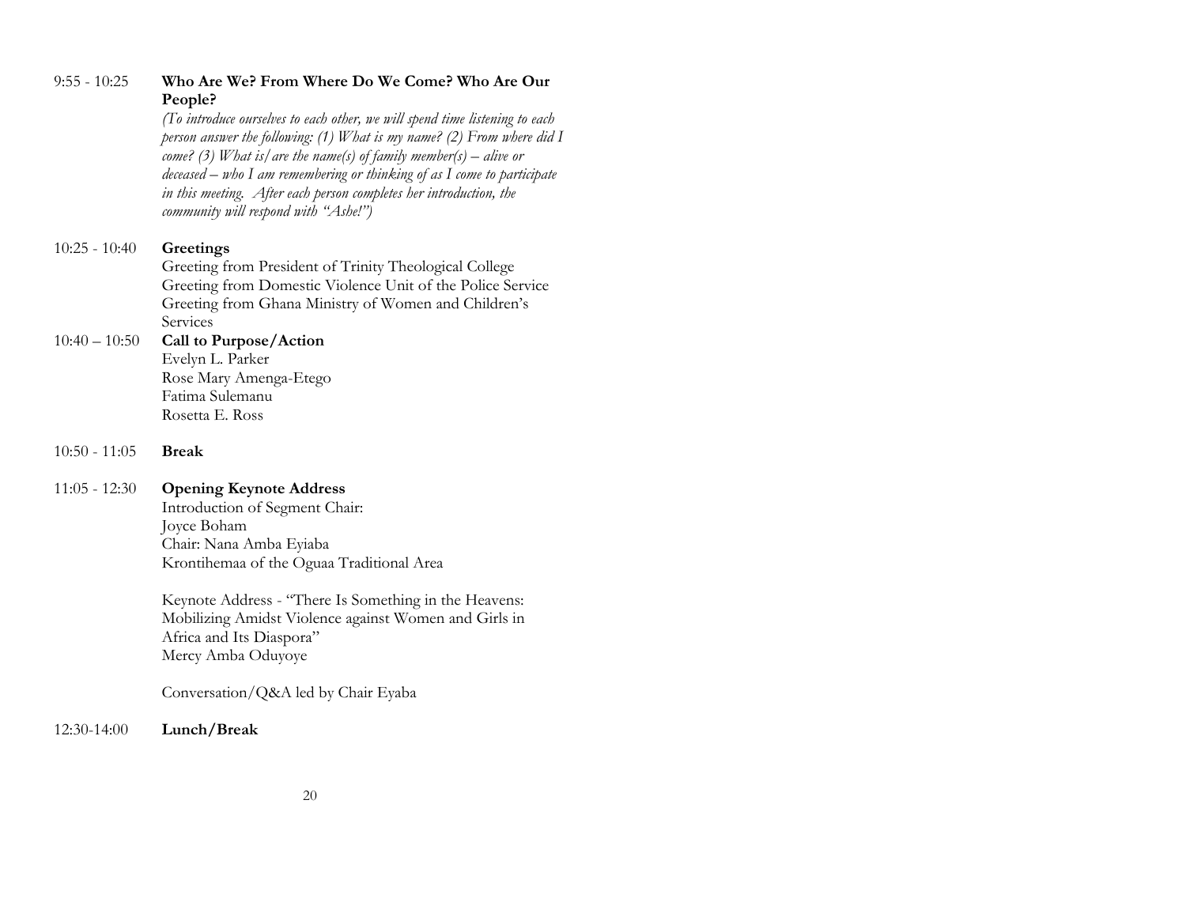9:55 - 10:25 **Who Are We? From Where Do We Come? Who Are Our People?**

*(To introduce ourselves to each other, we will spend time listening to each person answer the following: (1) What is my name? (2) From where did I come? (3) What is/are the name(s) of family member(s) – alive or deceased – who I am remembering or thinking of as I come to participate in this meeting. After each person completes her introduction, the community will respond with "Ashe!")*

10:25 - 10:40 **Greetings**

Greeting from President of Trinity Theological College
Greeting from Domestic Violence Unit of the Police Service
Greeting from Ghana Ministry of Women and Children's Services

10:40 – 10:50 **Call to Purpose/Action**

Evelyn L. Parker
Rose Mary Amenga-Etego
Fatima Sulemanu
Rosetta E. Ross

10:50 - 11:05 **Break**

11:05 - 12:30 **Opening Keynote Address**

Introduction of Segment Chair:
Joyce Boham
Chair: Nana Amba Eyiaba
Krontihemaa of the Oguaa Traditional Area

Keynote Address - "There Is Something in the Heavens: Mobilizing Amidst Violence against Women and Girls in Africa and Its Diaspora"
Mercy Amba Oduyoye

Conversation/Q&A led by Chair Eyaba

12:30-14:00 **Lunch/Break**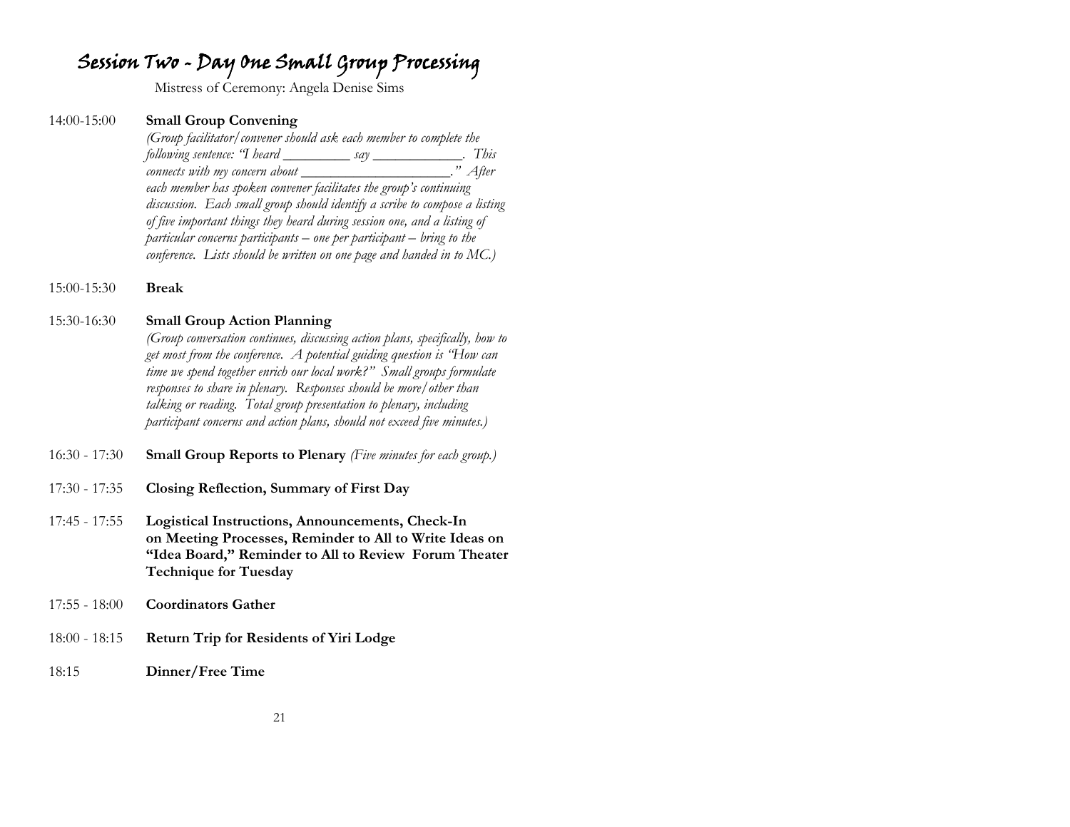# Session Two - Day One Small Group Processing

Mistress of Ceremony: Angela Denise Sims

14:00-15:00 **Small Group Convening**
*(Group facilitator/convener should ask each member to complete the following sentence: "I heard _________ say ____________. This connects with my concern about ____________________." After each member has spoken convener facilitates the group's continuing discussion. Each small group should identify a scribe to compose a listing of five important things they heard during session one, and a listing of particular concerns participants – one per participant – bring to the conference. Lists should be written on one page and handed in to MC.)*

15:00-15:30 **Break**

15:30-16:30 **Small Group Action Planning**
*(Group conversation continues, discussing action plans, specifically, how to get most from the conference. A potential guiding question is "How can time we spend together enrich our local work?" Small groups formulate responses to share in plenary. Responses should be more/other than talking or reading. Total group presentation to plenary, including participant concerns and action plans, should not exceed five minutes.)*

16:30 - 17:30 **Small Group Reports to Plenary** *(Five minutes for each group.)*

17:30 - 17:35 **Closing Reflection, Summary of First Day**

17:45 - 17:55 **Logistical Instructions, Announcements, Check-In on Meeting Processes, Reminder to All to Write Ideas on "Idea Board," Reminder to All to Review Forum Theater Technique for Tuesday**

17:55 - 18:00 **Coordinators Gather**

18:00 - 18:15 **Return Trip for Residents of Yiri Lodge**

18:15 **Dinner/Free Time**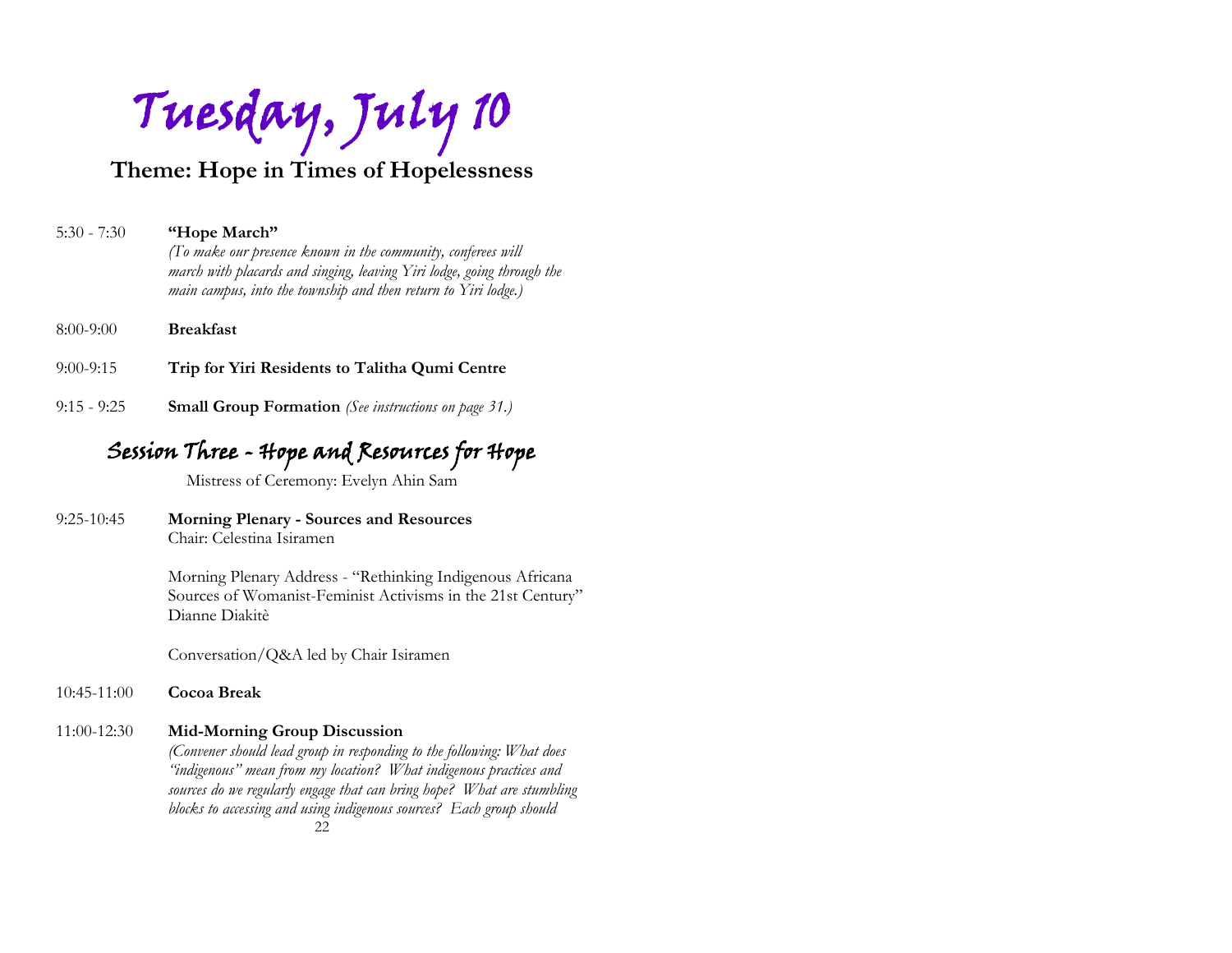# Tuesday, July 10

## Theme: Hope in Times of Hopelessness

5:30 - 7:30 **"Hope March"**
*(To make our presence known in the community, conferees will march with placards and singing, leaving Yiri lodge, going through the main campus, into the township and then return to Yiri lodge.)*

8:00-9:00 **Breakfast**

9:00-9:15 **Trip for Yiri Residents to Talitha Qumi Centre**

9:15 - 9:25 **Small Group Formation** *(See instructions on page 31.)*

## Session Three - Hope and Resources for Hope

Mistress of Ceremony: Evelyn Ahin Sam

9:25-10:45 **Morning Plenary - Sources and Resources**
Chair: Celestina Isiramen

Morning Plenary Address - "Rethinking Indigenous Africana Sources of Womanist-Feminist Activisms in the 21st Century"
Dianne Diakitè

Conversation/Q&A led by Chair Isiramen

10:45-11:00 **Cocoa Break**

11:00-12:30 **Mid-Morning Group Discussion**
*(Convener should lead group in responding to the following: What does "indigenous" mean from my location? What indigenous practices and sources do we regularly engage that can bring hope? What are stumbling blocks to accessing and using indigenous sources? Each group should*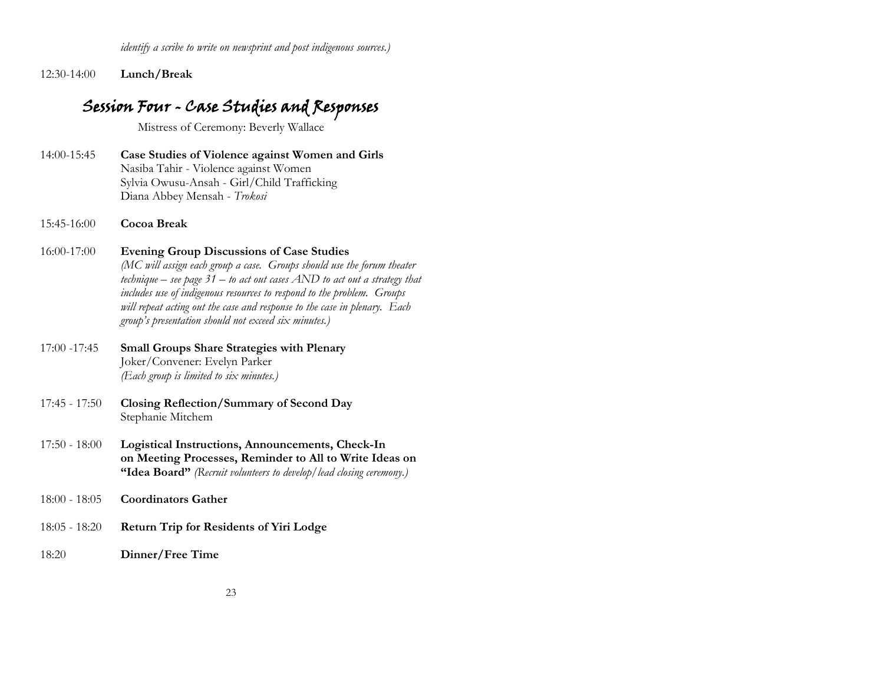*identify a scribe to write on newsprint and post indigenous sources.)*

12:30-14:00 **Lunch/Break**

## Session Four - Case Studies and Responses

Mistress of Ceremony: Beverly Wallace

14:00-15:45 **Case Studies of Violence against Women and Girls**
Nasiba Tahir - Violence against Women
Sylvia Owusu-Ansah - Girl/Child Trafficking
Diana Abbey Mensah - *Trokosi*

15:45-16:00 **Cocoa Break**

16:00-17:00 **Evening Group Discussions of Case Studies**
*(MC will assign each group a case. Groups should use the forum theater technique – see page 31 – to act out cases AND to act out a strategy that includes use of indigenous resources to respond to the problem. Groups will repeat acting out the case and response to the case in plenary. Each group's presentation should not exceed six minutes.)*

17:00 -17:45 **Small Groups Share Strategies with Plenary**
Joker/Convener: Evelyn Parker
*(Each group is limited to six minutes.)*

17:45 - 17:50 **Closing Reflection/Summary of Second Day**
Stephanie Mitchem

17:50 - 18:00 **Logistical Instructions, Announcements, Check-In on Meeting Processes, Reminder to All to Write Ideas on "Idea Board"** *(Recruit volunteers to develop/lead closing ceremony.)*

18:00 - 18:05 **Coordinators Gather**

18:05 - 18:20 **Return Trip for Residents of Yiri Lodge**

18:20 **Dinner/Free Time**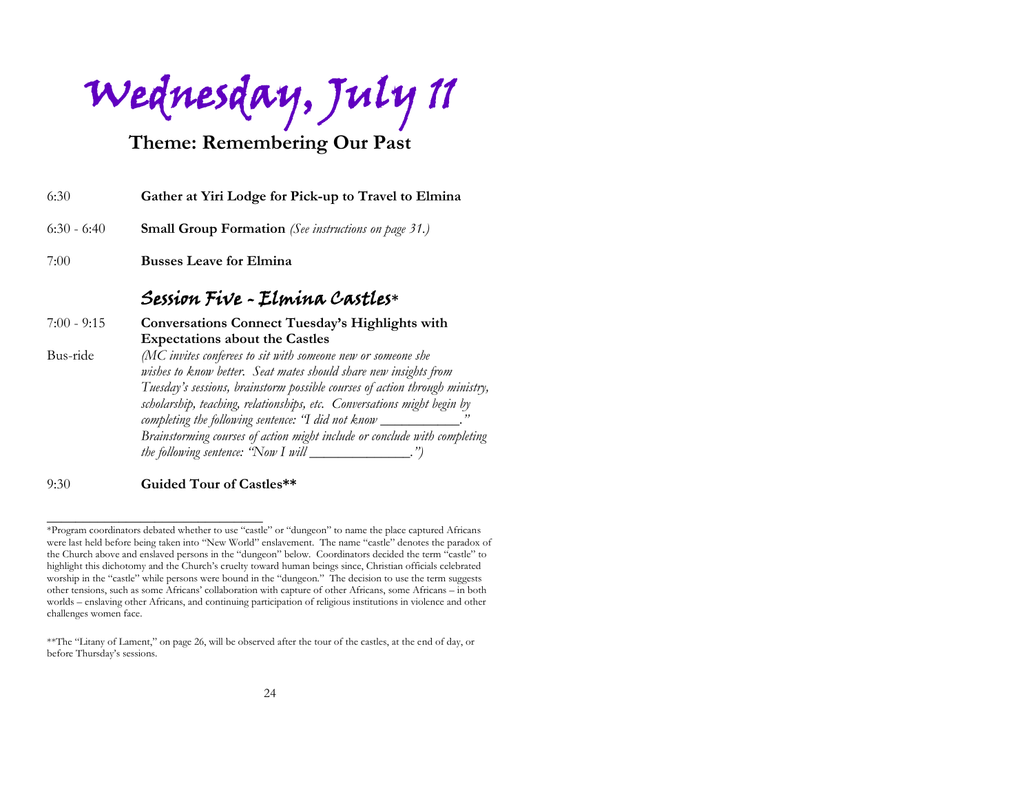# Wednesday, July 11

## Theme: Remembering Our Past

6:30 **Gather at Yiri Lodge for Pick-up to Travel to Elmina**

6:30 - 6:40 **Small Group Formation** *(See instructions on page 31.)*

7:00 **Busses Leave for Elmina**

### Session Five - Elmina Castles*

7:00 - 9:15 **Conversations Connect Tuesday's Highlights with Expectations about the Castles**

Bus-ride *(MC invites conferees to sit with someone new or someone she wishes to know better. Seat mates should share new insights from Tuesday's sessions, brainstorm possible courses of action through ministry, scholarship, teaching, relationships, etc. Conversations might begin by completing the following sentence: "I did not know ___________." Brainstorming courses of action might include or conclude with completing the following sentence: "Now I will _______________.")*

9:30 **Guided Tour of Castles****

---

*Program coordinators debated whether to use "castle" or "dungeon" to name the place captured Africans were last held before being taken into "New World" enslavement. The name "castle" denotes the paradox of the Church above and enslaved persons in the "dungeon" below. Coordinators decided the term "castle" to highlight this dichotomy and the Church's cruelty toward human beings since, Christian officials celebrated worship in the "castle" while persons were bound in the "dungeon." The decision to use the term suggests other tensions, such as some Africans' collaboration with capture of other Africans, some Africans – in both worlds – enslaving other Africans, and continuing participation of religious institutions in violence and other challenges women face.

**The "Litany of Lament," on page 26, will be observed after the tour of the castles, at the end of day, or before Thursday's sessions.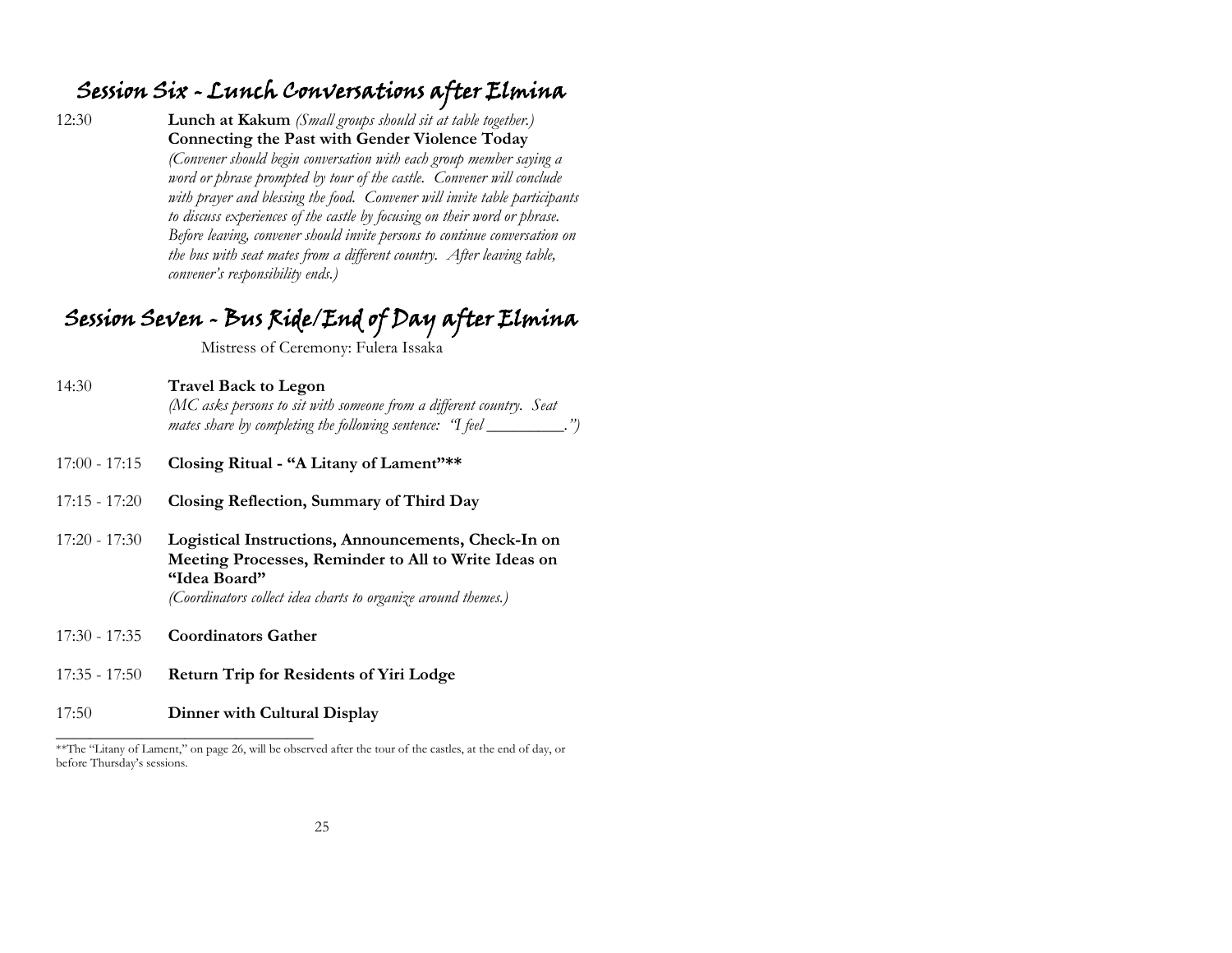# Session Six - Lunch Conversations after Elmina

12:30 **Lunch at Kakum** *(Small groups should sit at table together.)*
**Connecting the Past with Gender Violence Today**
*(Convener should begin conversation with each group member saying a word or phrase prompted by tour of the castle. Convener will conclude with prayer and blessing the food. Convener will invite table participants to discuss experiences of the castle by focusing on their word or phrase. Before leaving, convener should invite persons to continue conversation on the bus with seat mates from a different country. After leaving table, convener's responsibility ends.)*

# Session Seven - Bus Ride/End of Day after Elmina

Mistress of Ceremony: Fulera Issaka

14:30 **Travel Back to Legon**
*(MC asks persons to sit with someone from a different country. Seat mates share by completing the following sentence: "I feel __________.")*

17:00 - 17:15 **Closing Ritual - "A Litany of Lament"\*\***

17:15 - 17:20 **Closing Reflection, Summary of Third Day**

17:20 - 17:30 **Logistical Instructions, Announcements, Check-In on Meeting Processes, Reminder to All to Write Ideas on "Idea Board"**
*(Coordinators collect idea charts to organize around themes.)*

17:30 - 17:35 **Coordinators Gather**

17:35 - 17:50 **Return Trip for Residents of Yiri Lodge**

17:50 **Dinner with Cultural Display**

---

\*\*The "Litany of Lament," on page 26, will be observed after the tour of the castles, at the end of day, or before Thursday's sessions.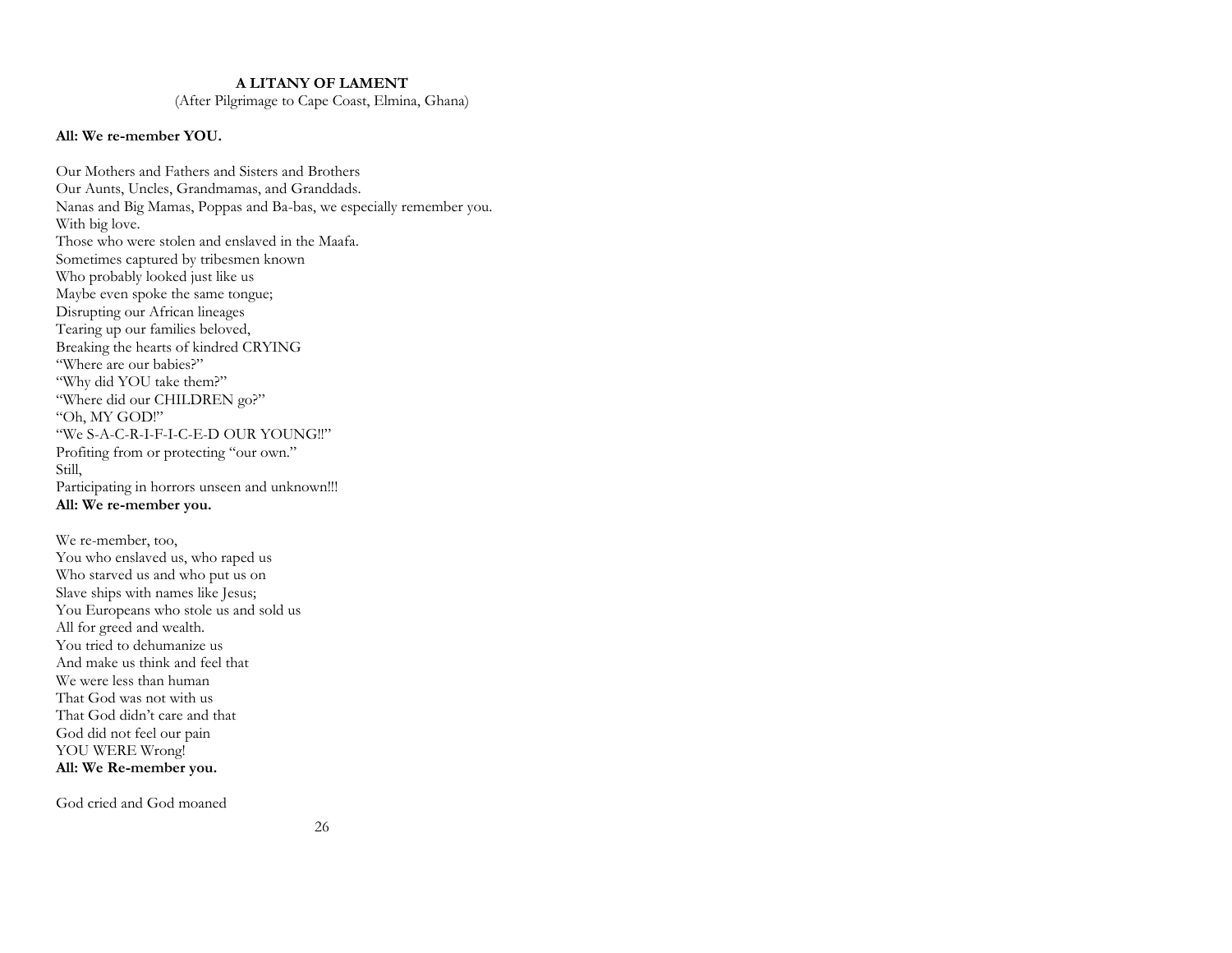**A LITANY OF LAMENT**

(After Pilgrimage to Cape Coast, Elmina, Ghana)

**All: We re-member YOU.**

Our Mothers and Fathers and Sisters and Brothers
Our Aunts, Uncles, Grandmamas, and Granddads.
Nanas and Big Mamas, Poppas and Ba-bas, we especially remember you.
With big love.
Those who were stolen and enslaved in the Maafa.
Sometimes captured by tribesmen known
Who probably looked just like us
Maybe even spoke the same tongue;
Disrupting our African lineages
Tearing up our families beloved,
Breaking the hearts of kindred CRYING
"Where are our babies?"
"Why did YOU take them?"
"Where did our CHILDREN go?"
"Oh, MY GOD!"
"We S-A-C-R-I-F-I-C-E-D OUR YOUNG!!"
Profiting from or protecting "our own."
Still,
Participating in horrors unseen and unknown!!!
**All: We re-member you.**

We re-member, too,
You who enslaved us, who raped us
Who starved us and who put us on
Slave ships with names like Jesus;
You Europeans who stole us and sold us
All for greed and wealth.
You tried to dehumanize us
And make us think and feel that
We were less than human
That God was not with us
That God didn't care and that
God did not feel our pain
YOU WERE Wrong!
**All: We Re-member you.**

God cried and God moaned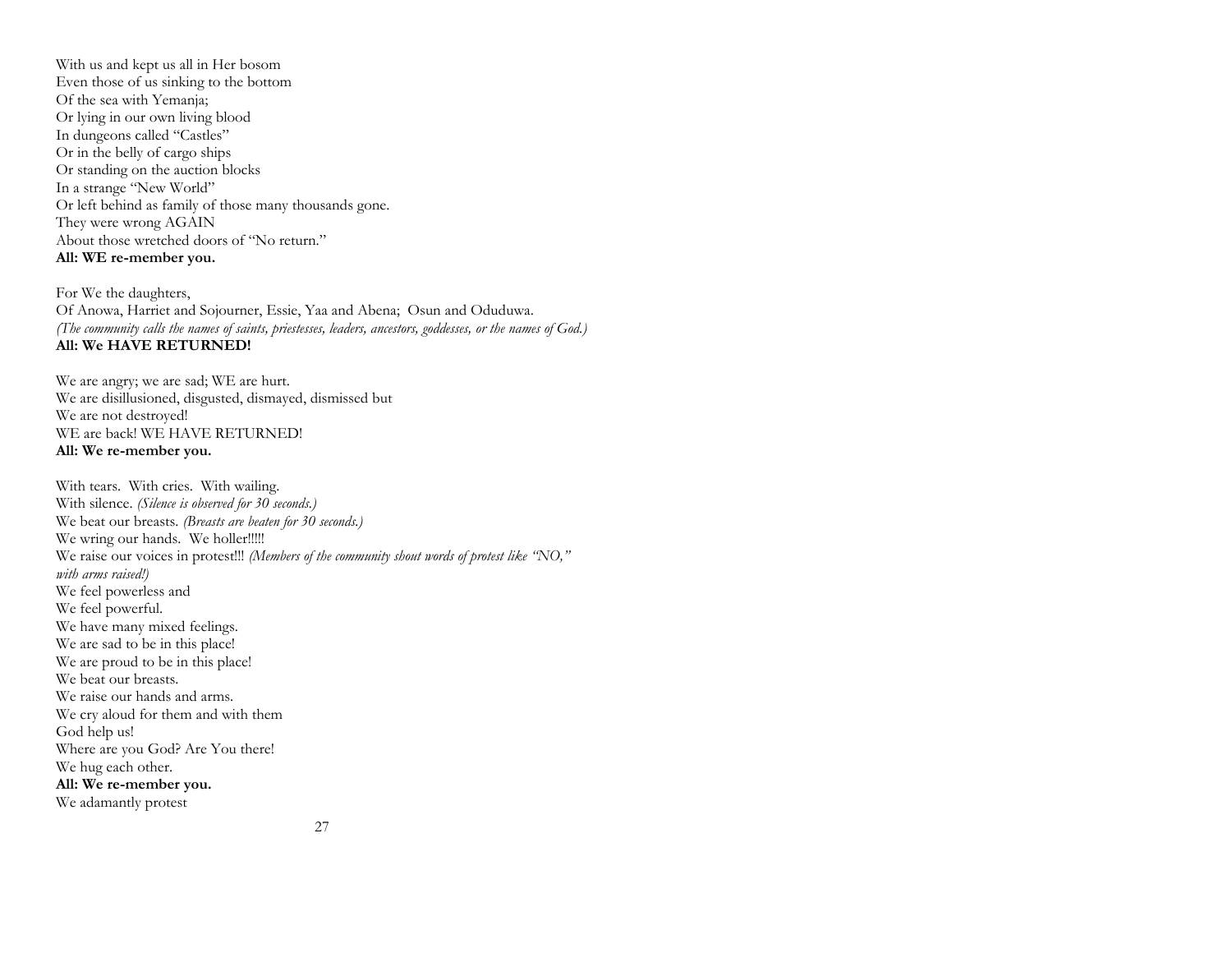With us and kept us all in Her bosom
Even those of us sinking to the bottom
Of the sea with Yemanja;
Or lying in our own living blood
In dungeons called "Castles"
Or in the belly of cargo ships
Or standing on the auction blocks
In a strange "New World"
Or left behind as family of those many thousands gone.
They were wrong AGAIN
About those wretched doors of "No return."
**All: WE re-member you.**

For We the daughters,
Of Anowa, Harriet and Sojourner, Essie, Yaa and Abena; Osun and Oduduwa.
*(The community calls the names of saints, priestesses, leaders, ancestors, goddesses, or the names of God.)*
**All: We HAVE RETURNED!**

We are angry; we are sad; WE are hurt.
We are disillusioned, disgusted, dismayed, dismissed but
We are not destroyed!
WE are back! WE HAVE RETURNED!
**All: We re-member you.**

With tears. With cries. With wailing.
With silence. *(Silence is observed for 30 seconds.)*
We beat our breasts. *(Breasts are beaten for 30 seconds.)*
We wring our hands. We holler!!!!!
We raise our voices in protest!!! *(Members of the community shout words of protest like "NO," with arms raised!)*
We feel powerless and
We feel powerful.
We have many mixed feelings.
We are sad to be in this place!
We are proud to be in this place!
We beat our breasts.
We raise our hands and arms.
We cry aloud for them and with them
God help us!
Where are you God? Are You there!
We hug each other.
**All: We re-member you.**
We adamantly protest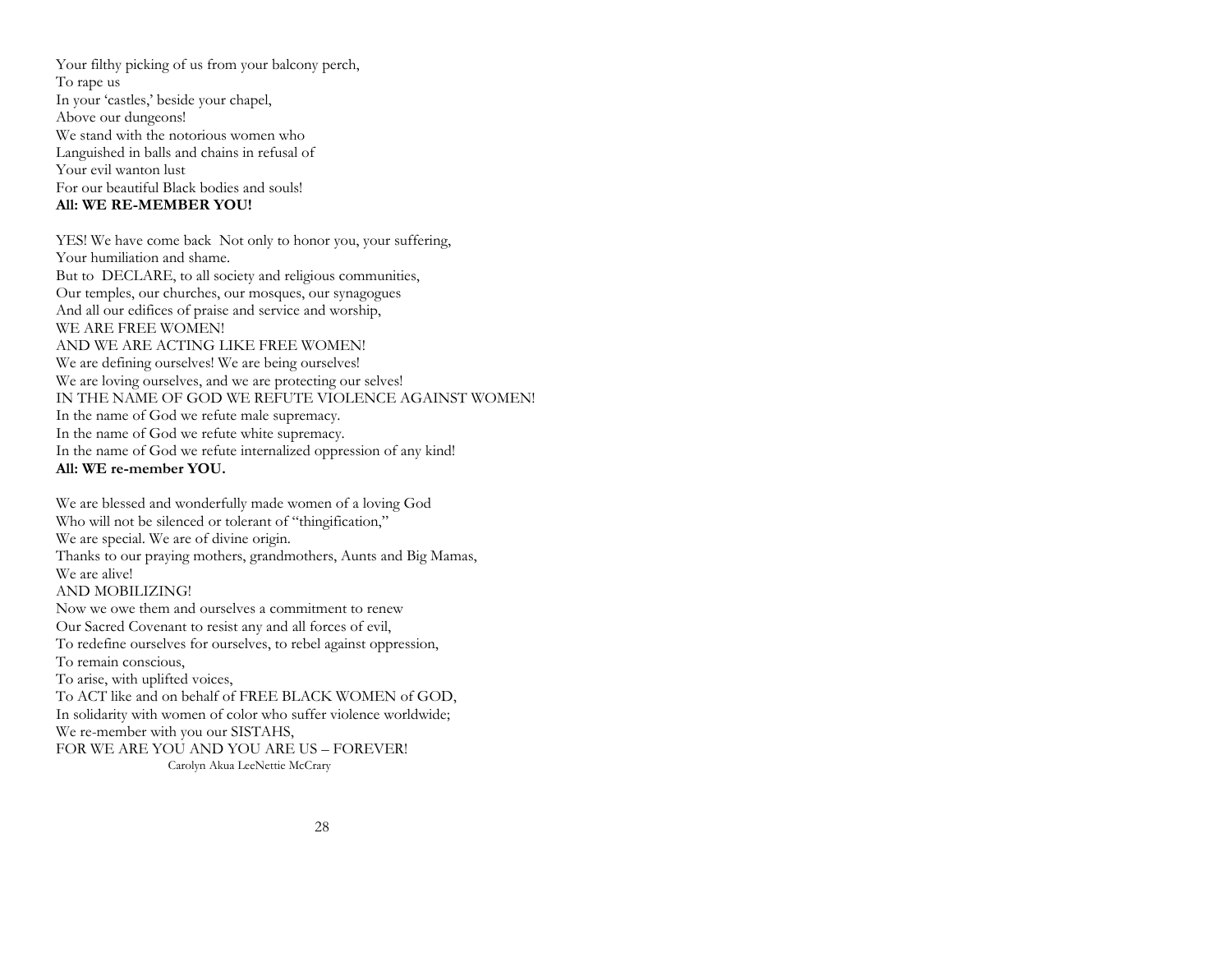Your filthy picking of us from your balcony perch,  
To rape us  
In your 'castles,' beside your chapel,  
Above our dungeons!  
We stand with the notorious women who  
Languished in balls and chains in refusal of  
Your evil wanton lust  
For our beautiful Black bodies and souls!  
**All: WE RE-MEMBER YOU!**

YES! We have come back  Not only to honor you, your suffering,  
Your humiliation and shame.  
But to  DECLARE, to all society and religious communities,  
Our temples, our churches, our mosques, our synagogues  
And all our edifices of praise and service and worship,  
WE ARE FREE WOMEN!  
AND WE ARE ACTING LIKE FREE WOMEN!  
We are defining ourselves! We are being ourselves!  
We are loving ourselves, and we are protecting our selves!  
IN THE NAME OF GOD WE REFUTE VIOLENCE AGAINST WOMEN!  
In the name of God we refute male supremacy.  
In the name of God we refute white supremacy.  
In the name of God we refute internalized oppression of any kind!  
**All: WE re-member YOU.**

We are blessed and wonderfully made women of a loving God  
Who will not be silenced or tolerant of "thingification,"  
We are special. We are of divine origin.  
Thanks to our praying mothers, grandmothers, Aunts and Big Mamas,  
We are alive!  
AND MOBILIZING!  
Now we owe them and ourselves a commitment to renew  
Our Sacred Covenant to resist any and all forces of evil,  
To redefine ourselves for ourselves, to rebel against oppression,  
To remain conscious,  
To arise, with uplifted voices,  
To ACT like and on behalf of FREE BLACK WOMEN of GOD,  
In solidarity with women of color who suffer violence worldwide;  
We re-member with you our SISTAHS,  
FOR WE ARE YOU AND YOU ARE US – FOREVER!

Carolyn Akua LeeNettie McCrary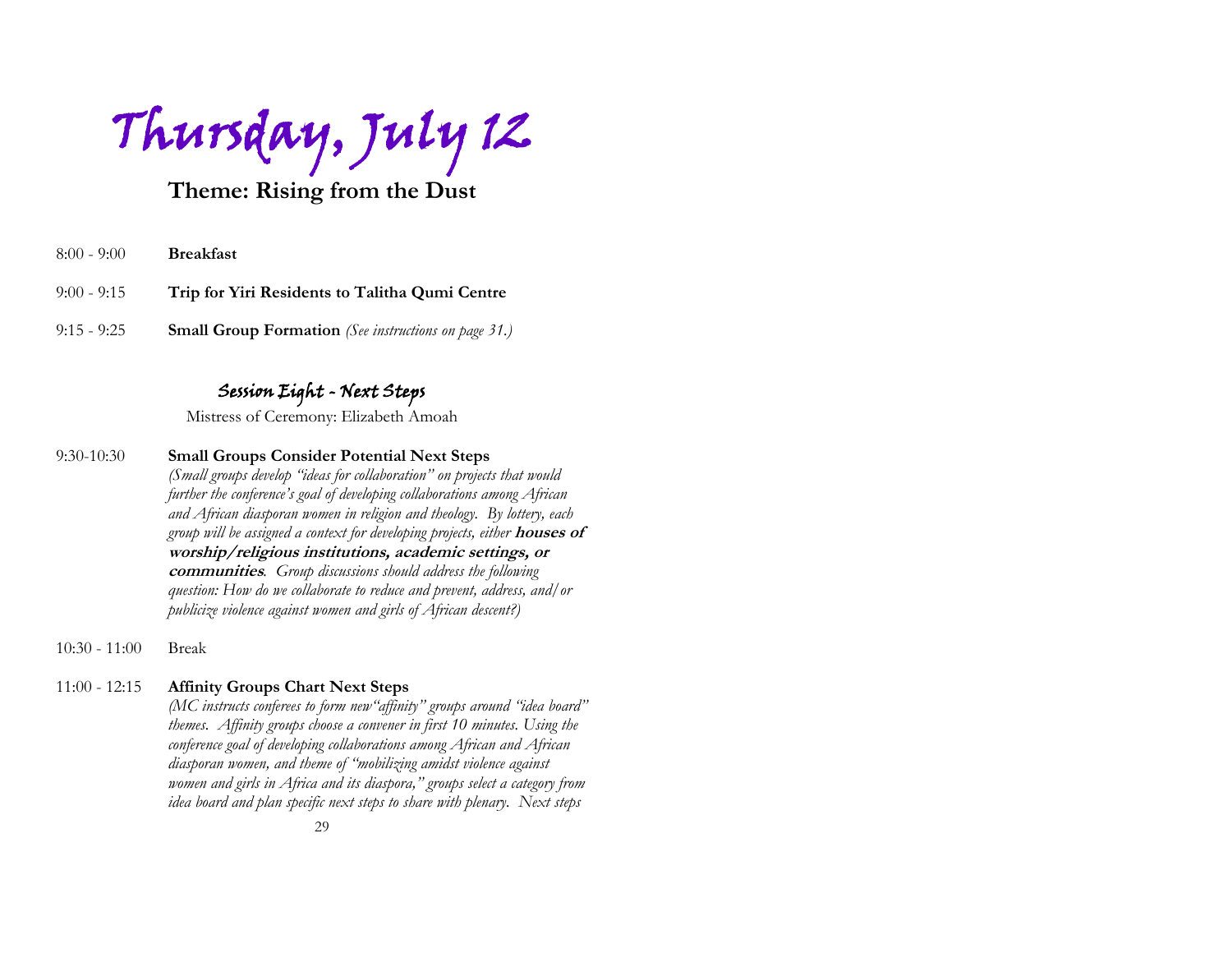# Thursday, July 12

## Theme: Rising from the Dust

8:00 - 9:00 **Breakfast**

9:00 - 9:15 **Trip for Yiri Residents to Talitha Qumi Centre**

9:15 - 9:25 **Small Group Formation** *(See instructions on page 31.)*

### Session Eight - Next Steps

Mistress of Ceremony: Elizabeth Amoah

9:30-10:30 **Small Groups Consider Potential Next Steps**
*(Small groups develop "ideas for collaboration" on projects that would further the conference's goal of developing collaborations among African and African diasporan women in religion and theology. By lottery, each group will be assigned a context for developing projects, either* ***houses of worship/religious institutions, academic settings, or communities****. Group discussions should address the following question: How do we collaborate to reduce and prevent, address, and/or publicize violence against women and girls of African descent?)*

10:30 - 11:00 Break

11:00 - 12:15 **Affinity Groups Chart Next Steps**
*(MC instructs conferees to form new "affinity" groups around "idea board" themes. Affinity groups choose a convener in first 10 minutes. Using the conference goal of developing collaborations among African and African diasporan women, and theme of "mobilizing amidst violence against women and girls in Africa and its diaspora," groups select a category from idea board and plan specific next steps to share with plenary. Next steps*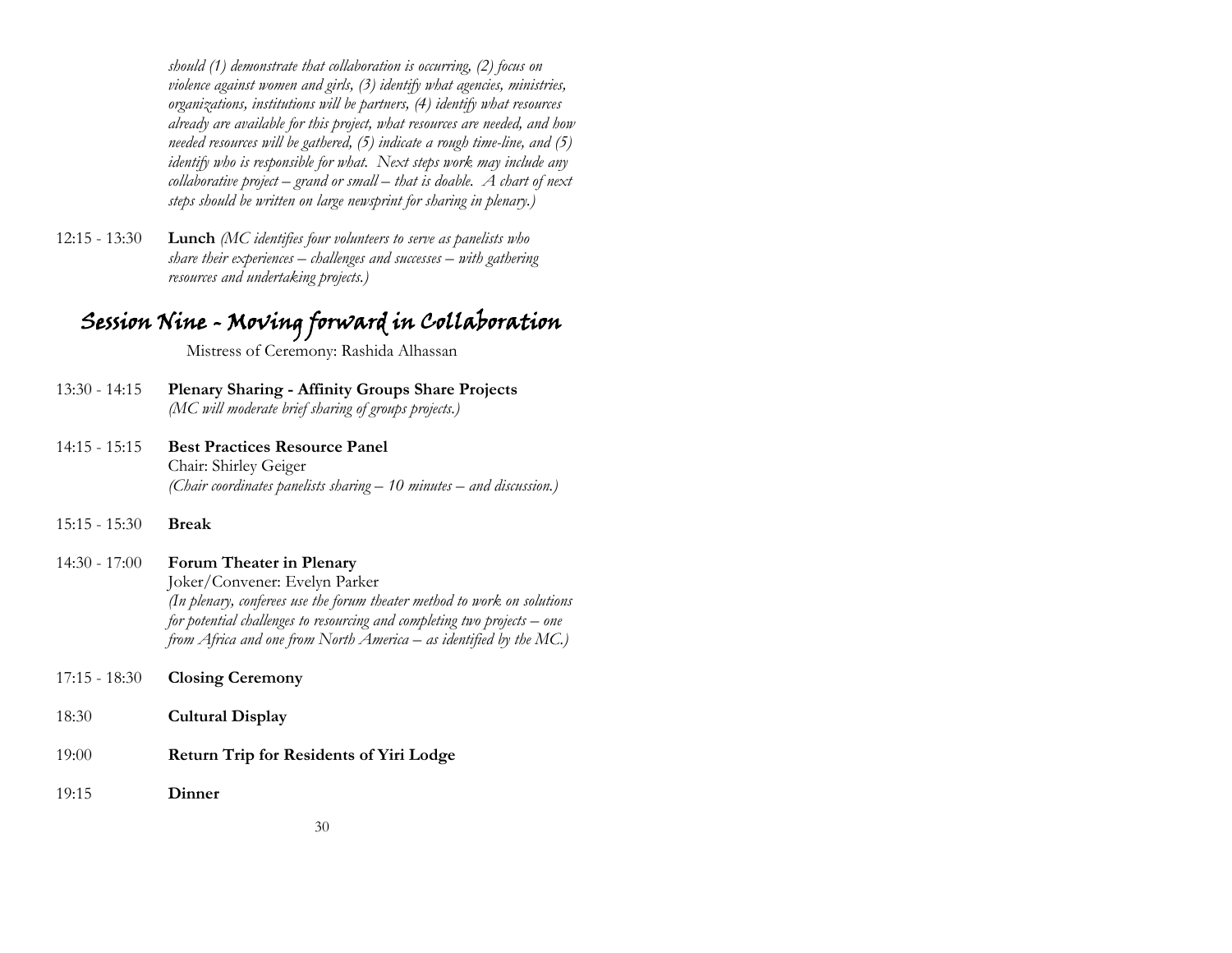*should (1) demonstrate that collaboration is occurring, (2) focus on violence against women and girls, (3) identify what agencies, ministries, organizations, institutions will be partners, (4) identify what resources already are available for this project, what resources are needed, and how needed resources will be gathered, (5) indicate a rough time-line, and (5) identify who is responsible for what. Next steps work may include any collaborative project – grand or small – that is doable. A chart of next steps should be written on large newsprint for sharing in plenary.)*

12:15 - 13:30 **Lunch** *(MC identifies four volunteers to serve as panelists who share their experiences – challenges and successes – with gathering resources and undertaking projects.)*

## Session Nine - Moving forward in Collaboration

Mistress of Ceremony: Rashida Alhassan

13:30 - 14:15 **Plenary Sharing - Affinity Groups Share Projects**
*(MC will moderate brief sharing of groups projects.)*

14:15 - 15:15 **Best Practices Resource Panel**
Chair: Shirley Geiger
*(Chair coordinates panelists sharing – 10 minutes – and discussion.)*

15:15 - 15:30 **Break**

14:30 - 17:00 **Forum Theater in Plenary**
Joker/Convener: Evelyn Parker
*(In plenary, conferees use the forum theater method to work on solutions for potential challenges to resourcing and completing two projects – one from Africa and one from North America – as identified by the MC.)*

17:15 - 18:30 **Closing Ceremony**

18:30 **Cultural Display**

19:00 **Return Trip for Residents of Yiri Lodge**

19:15 **Dinner**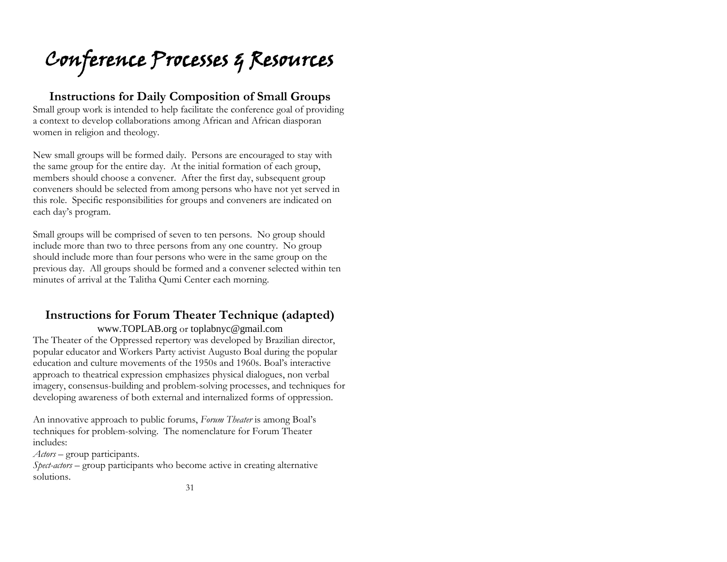# Conference Processes & Resources

## Instructions for Daily Composition of Small Groups

Small group work is intended to help facilitate the conference goal of providing a context to develop collaborations among African and African diasporan women in religion and theology.

New small groups will be formed daily. Persons are encouraged to stay with the same group for the entire day. At the initial formation of each group, members should choose a convener. After the first day, subsequent group conveners should be selected from among persons who have not yet served in this role. Specific responsibilities for groups and conveners are indicated on each day's program.

Small groups will be comprised of seven to ten persons. No group should include more than two to three persons from any one country. No group should include more than four persons who were in the same group on the previous day. All groups should be formed and a convener selected within ten minutes of arrival at the Talitha Qumi Center each morning.

## Instructions for Forum Theater Technique (adapted)

www.TOPLAB.org or toplabnyc@gmail.com

The Theater of the Oppressed repertory was developed by Brazilian director, popular educator and Workers Party activist Augusto Boal during the popular education and culture movements of the 1950s and 1960s. Boal's interactive approach to theatrical expression emphasizes physical dialogues, non verbal imagery, consensus-building and problem-solving processes, and techniques for developing awareness of both external and internalized forms of oppression.

An innovative approach to public forums, *Forum Theater* is among Boal's techniques for problem-solving. The nomenclature for Forum Theater includes:

*Actors* – group participants.

*Spect-actors* – group participants who become active in creating alternative solutions.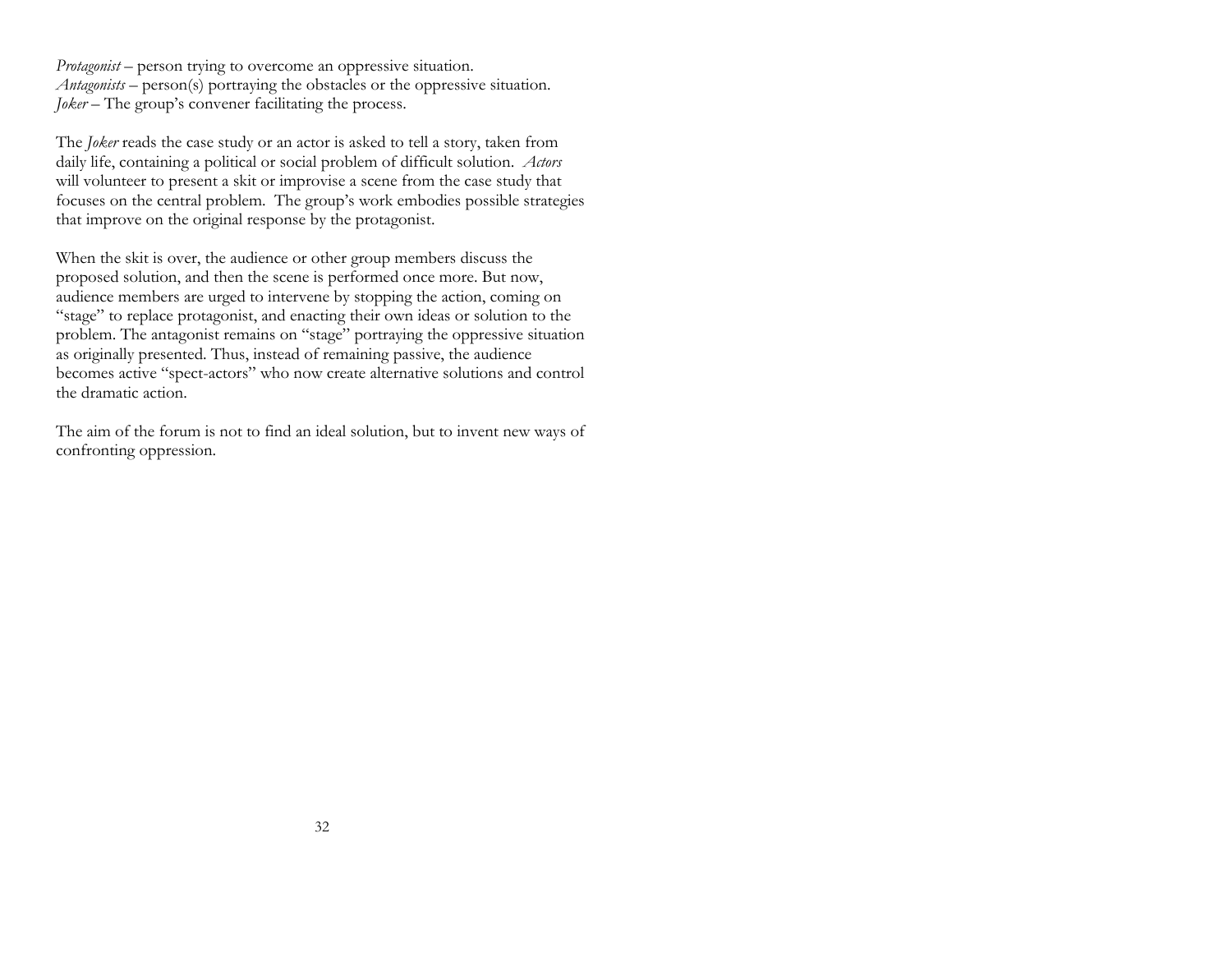*Protagonist* – person trying to overcome an oppressive situation.
*Antagonists* – person(s) portraying the obstacles or the oppressive situation.
*Joker* – The group's convener facilitating the process.

The *Joker* reads the case study or an actor is asked to tell a story, taken from daily life, containing a political or social problem of difficult solution. *Actors* will volunteer to present a skit or improvise a scene from the case study that focuses on the central problem. The group's work embodies possible strategies that improve on the original response by the protagonist.

When the skit is over, the audience or other group members discuss the proposed solution, and then the scene is performed once more. But now, audience members are urged to intervene by stopping the action, coming on "stage" to replace protagonist, and enacting their own ideas or solution to the problem. The antagonist remains on "stage" portraying the oppressive situation as originally presented. Thus, instead of remaining passive, the audience becomes active "spect-actors" who now create alternative solutions and control the dramatic action.

The aim of the forum is not to find an ideal solution, but to invent new ways of confronting oppression.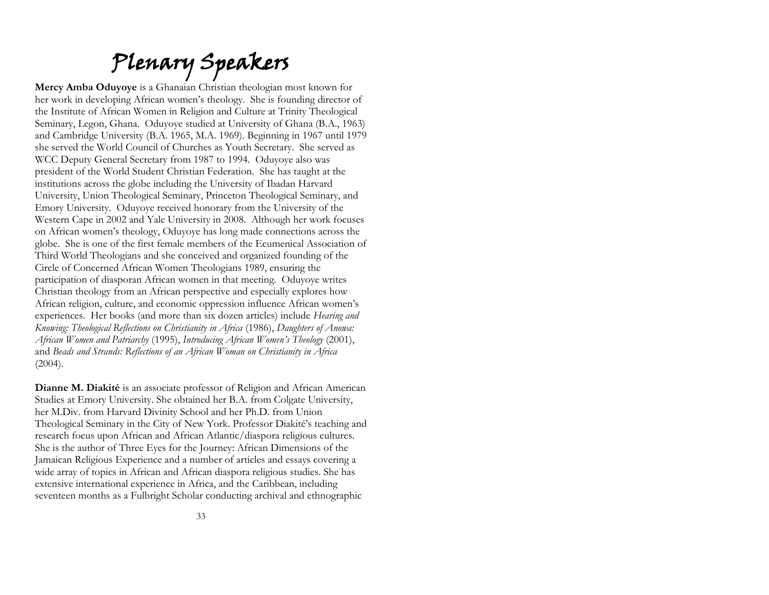# Plenary Speakers

**Mercy Amba Oduyoye** is a Ghanaian Christian theologian most known for her work in developing African women's theology. She is founding director of the Institute of African Women in Religion and Culture at Trinity Theological Seminary, Legon, Ghana. Oduyoye studied at University of Ghana (B.A., 1963) and Cambridge University (B.A. 1965, M.A. 1969). Beginning in 1967 until 1979 she served the World Council of Churches as Youth Secretary. She served as WCC Deputy General Secretary from 1987 to 1994. Oduyoye also was president of the World Student Christian Federation. She has taught at the institutions across the globe including the University of Ibadan Harvard University, Union Theological Seminary, Princeton Theological Seminary, and Emory University. Oduyoye received honorary from the University of the Western Cape in 2002 and Yale University in 2008. Although her work focuses on African women's theology, Oduyoye has long made connections across the globe. She is one of the first female members of the Ecumenical Association of Third World Theologians and she conceived and organized founding of the Circle of Concerned African Women Theologians 1989, ensuring the participation of diasporan African women in that meeting. Oduyoye writes Christian theology from an African perspective and especially explores how African religion, culture, and economic oppression influence African women's experiences. Her books (and more than six dozen articles) include *Hearing and Knowing: Theological Reflections on Christianity in Africa* (1986), *Daughters of Anowa: African Women and Patriarchy* (1995), *Introducing African Women's Theology* (2001), and *Beads and Strands: Reflections of an African Woman on Christianity in Africa* (2004).

**Dianne M. Diakité** is an associate professor of Religion and African American Studies at Emory University. She obtained her B.A. from Colgate University, her M.Div. from Harvard Divinity School and her Ph.D. from Union Theological Seminary in the City of New York. Professor Diakité's teaching and research focus upon African and African Atlantic/diaspora religious cultures. She is the author of Three Eyes for the Journey: African Dimensions of the Jamaican Religious Experience and a number of articles and essays covering a wide array of topics in African and African diaspora religious studies. She has extensive international experience in Africa, and the Caribbean, including seventeen months as a Fulbright Scholar conducting archival and ethnographic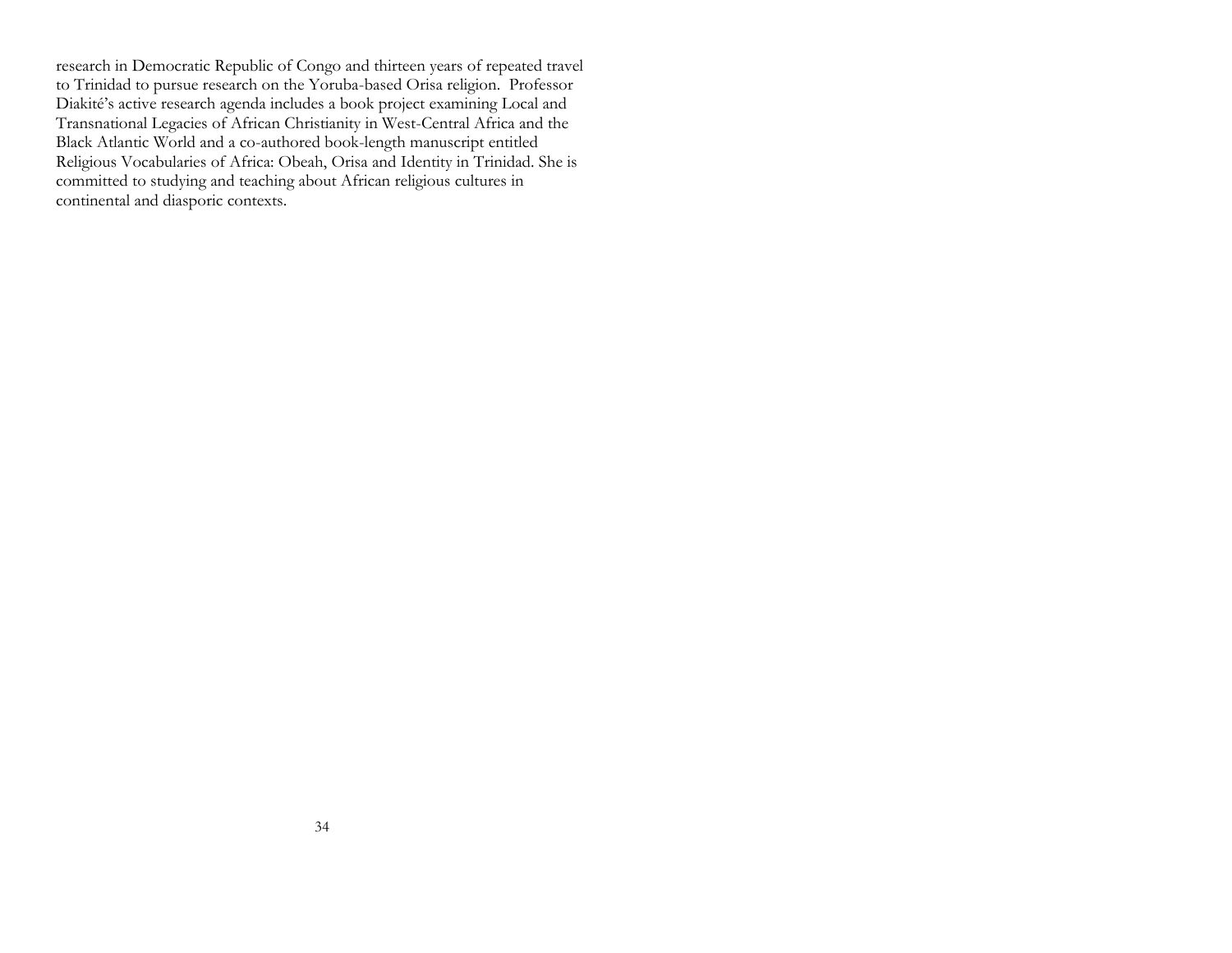research in Democratic Republic of Congo and thirteen years of repeated travel to Trinidad to pursue research on the Yoruba-based Orisa religion. Professor Diakité's active research agenda includes a book project examining Local and Transnational Legacies of African Christianity in West-Central Africa and the Black Atlantic World and a co-authored book-length manuscript entitled Religious Vocabularies of Africa: Obeah, Orisa and Identity in Trinidad. She is committed to studying and teaching about African religious cultures in continental and diasporic contexts.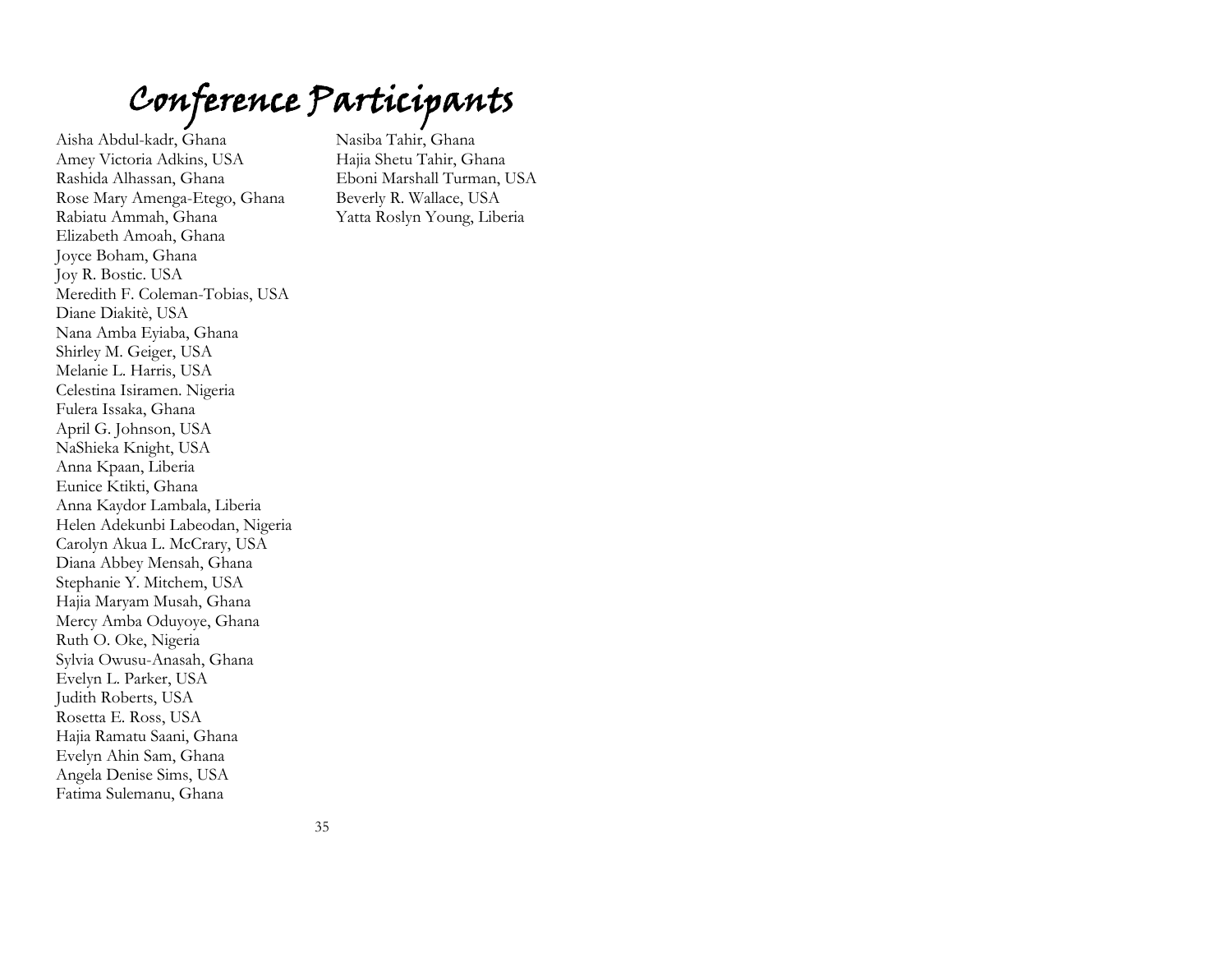# Conference Participants

Aisha Abdul-kadr, Ghana
Amey Victoria Adkins, USA
Rashida Alhassan, Ghana
Rose Mary Amenga-Etego, Ghana
Rabiatu Ammah, Ghana
Elizabeth Amoah, Ghana
Joyce Boham, Ghana
Joy R. Bostic. USA
Meredith F. Coleman-Tobias, USA
Diane Diakitè, USA
Nana Amba Eyiaba, Ghana
Shirley M. Geiger, USA
Melanie L. Harris, USA
Celestina Isiramen. Nigeria
Fulera Issaka, Ghana
April G. Johnson, USA
NaShieka Knight, USA
Anna Kpaan, Liberia
Eunice Ktikti, Ghana
Anna Kaydor Lambala, Liberia
Helen Adekunbi Labeodan, Nigeria
Carolyn Akua L. McCrary, USA
Diana Abbey Mensah, Ghana
Stephanie Y. Mitchem, USA
Hajia Maryam Musah, Ghana
Mercy Amba Oduyoye, Ghana
Ruth O. Oke, Nigeria
Sylvia Owusu-Anasah, Ghana
Evelyn L. Parker, USA
Judith Roberts, USA
Rosetta E. Ross, USA
Hajia Ramatu Saani, Ghana
Evelyn Ahin Sam, Ghana
Angela Denise Sims, USA
Fatima Sulemanu, Ghana
Nasiba Tahir, Ghana
Hajia Shetu Tahir, Ghana
Eboni Marshall Turman, USA
Beverly R. Wallace, USA
Yatta Roslyn Young, Liberia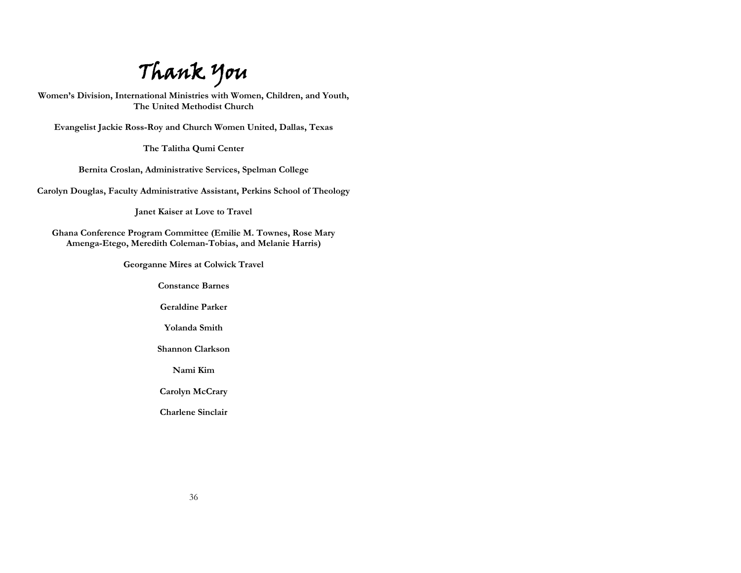# Thank You

**Women's Division, International Ministries with Women, Children, and Youth, The United Methodist Church**

**Evangelist Jackie Ross-Roy and Church Women United, Dallas, Texas**

**The Talitha Qumi Center**

**Bernita Croslan, Administrative Services, Spelman College**

**Carolyn Douglas, Faculty Administrative Assistant, Perkins School of Theology**

**Janet Kaiser at Love to Travel**

**Ghana Conference Program Committee (Emilie M. Townes, Rose Mary Amenga-Etego, Meredith Coleman-Tobias, and Melanie Harris)**

**Georganne Mires at Colwick Travel**

**Constance Barnes**

**Geraldine Parker**

**Yolanda Smith**

**Shannon Clarkson**

**Nami Kim**

**Carolyn McCrary**

**Charlene Sinclair**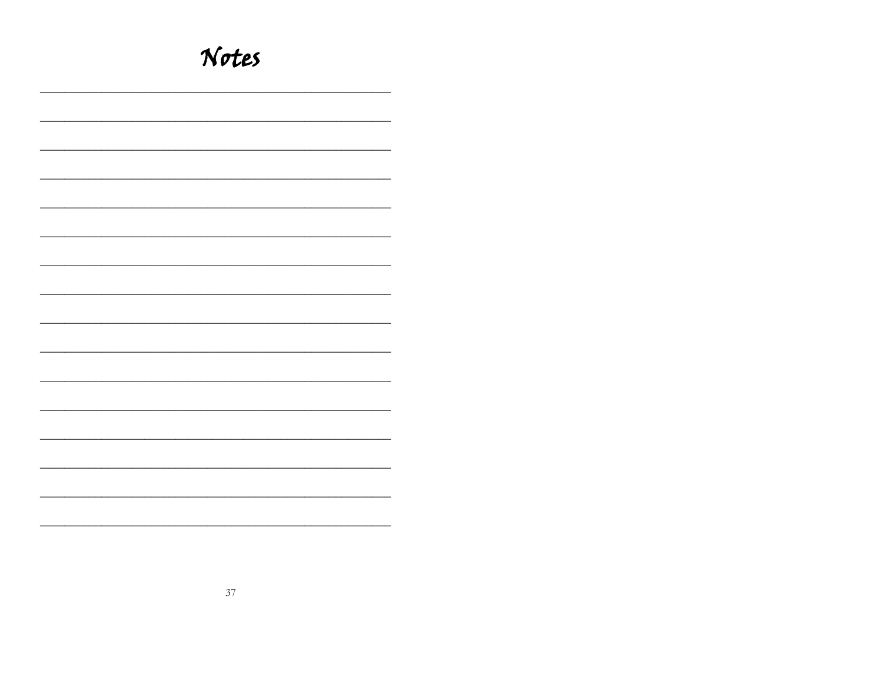# Notes

________________________________________________

________________________________________________

________________________________________________

________________________________________________

________________________________________________

________________________________________________

________________________________________________

________________________________________________

________________________________________________

________________________________________________

________________________________________________

________________________________________________

________________________________________________

________________________________________________

________________________________________________

________________________________________________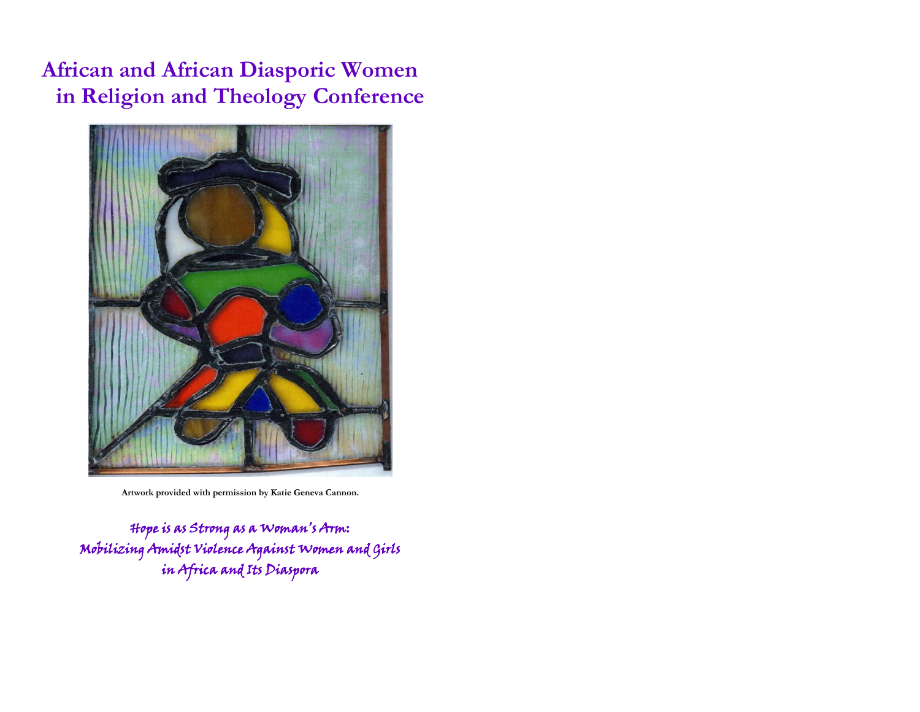# African and African Diasporic Women in Religion and Theology Conference

**Artwork provided with permission by Katie Geneva Cannon.**

*Hope is as Strong as a Woman's Arm:*
*Mobilizing Amidst Violence Against Women and Girls*
*in Africa and Its Diaspora*